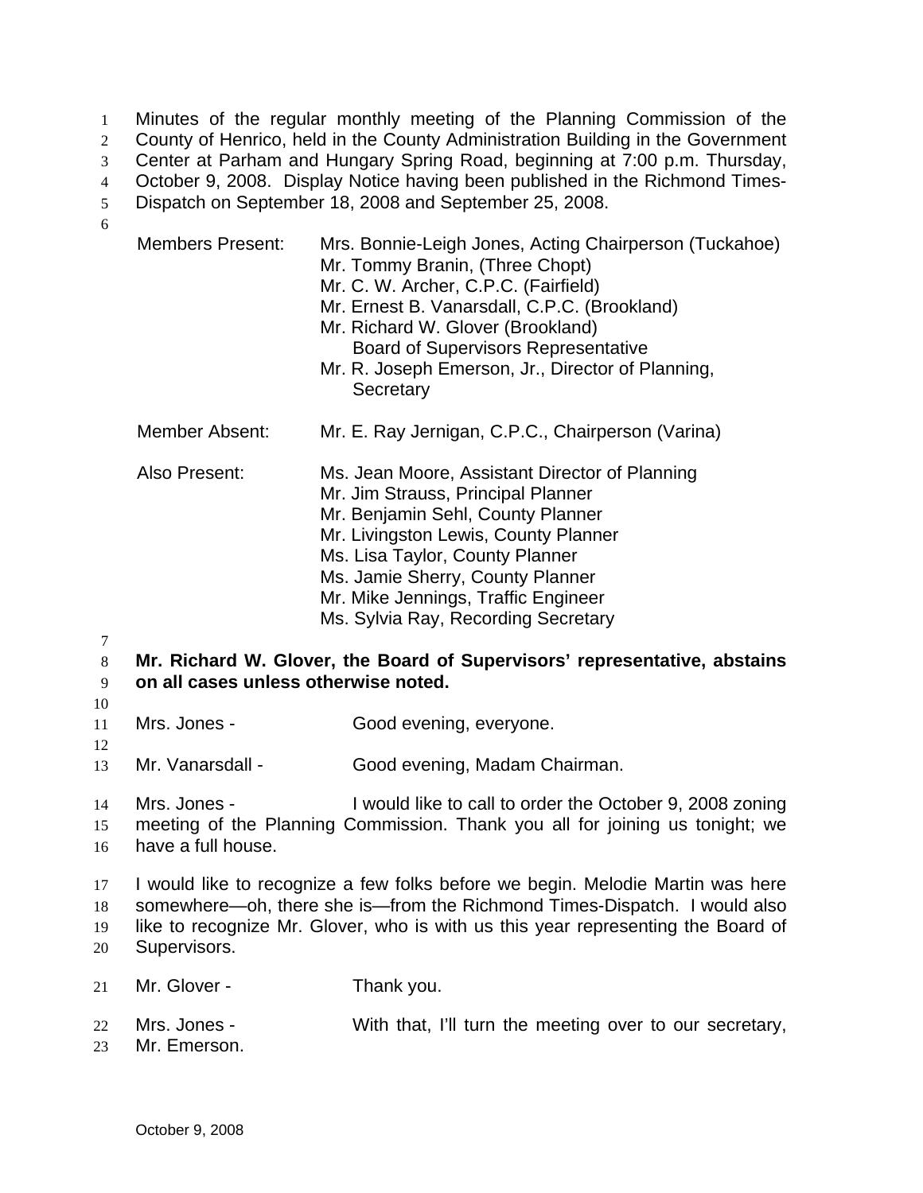Minutes of the regular monthly meeting of the Planning Commission of the County of Henrico, held in the County Administration Building in the Government Center at Parham and Hungary Spring Road, beginning at 7:00 p.m. Thursday, October 9, 2008. Display Notice having been published in the Richmond Times-Dispatch on September 18, 2008 and September 25, 2008.

| | |
|---|---|
| Members Present: | Mrs. Bonnie-Leigh Jones, Acting Chairperson (Tuckahoe)<br>Mr. Tommy Branin, (Three Chopt)<br>Mr. C. W. Archer, C.P.C. (Fairfield)<br>Mr. Ernest B. Vanarsdall, C.P.C. (Brookland)<br>Mr. Richard W. Glover (Brookland)<br>Board of Supervisors Representative<br>Mr. R. Joseph Emerson, Jr., Director of Planning, Secretary |
| Member Absent: | Mr. E. Ray Jernigan, C.P.C., Chairperson (Varina) |
| Also Present: | Ms. Jean Moore, Assistant Director of Planning<br>Mr. Jim Strauss, Principal Planner<br>Mr. Benjamin Sehl, County Planner<br>Mr. Livingston Lewis, County Planner<br>Ms. Lisa Taylor, County Planner<br>Ms. Jamie Sherry, County Planner<br>Mr. Mike Jennings, Traffic Engineer<br>Ms. Sylvia Ray, Recording Secretary |

**Mr. Richard W. Glover, the Board of Supervisors' representative, abstains on all cases unless otherwise noted.**

Mrs. Jones - Good evening, everyone.

Mr. Vanarsdall - Good evening, Madam Chairman.

Mrs. Jones - I would like to call to order the October 9, 2008 zoning meeting of the Planning Commission. Thank you all for joining us tonight; we have a full house.

I would like to recognize a few folks before we begin. Melodie Martin was here somewhere—oh, there she is—from the Richmond Times-Dispatch. I would also like to recognize Mr. Glover, who is with us this year representing the Board of Supervisors.

Mr. Glover - Thank you.

Mrs. Jones - With that, I'll turn the meeting over to our secretary, Mr. Emerson.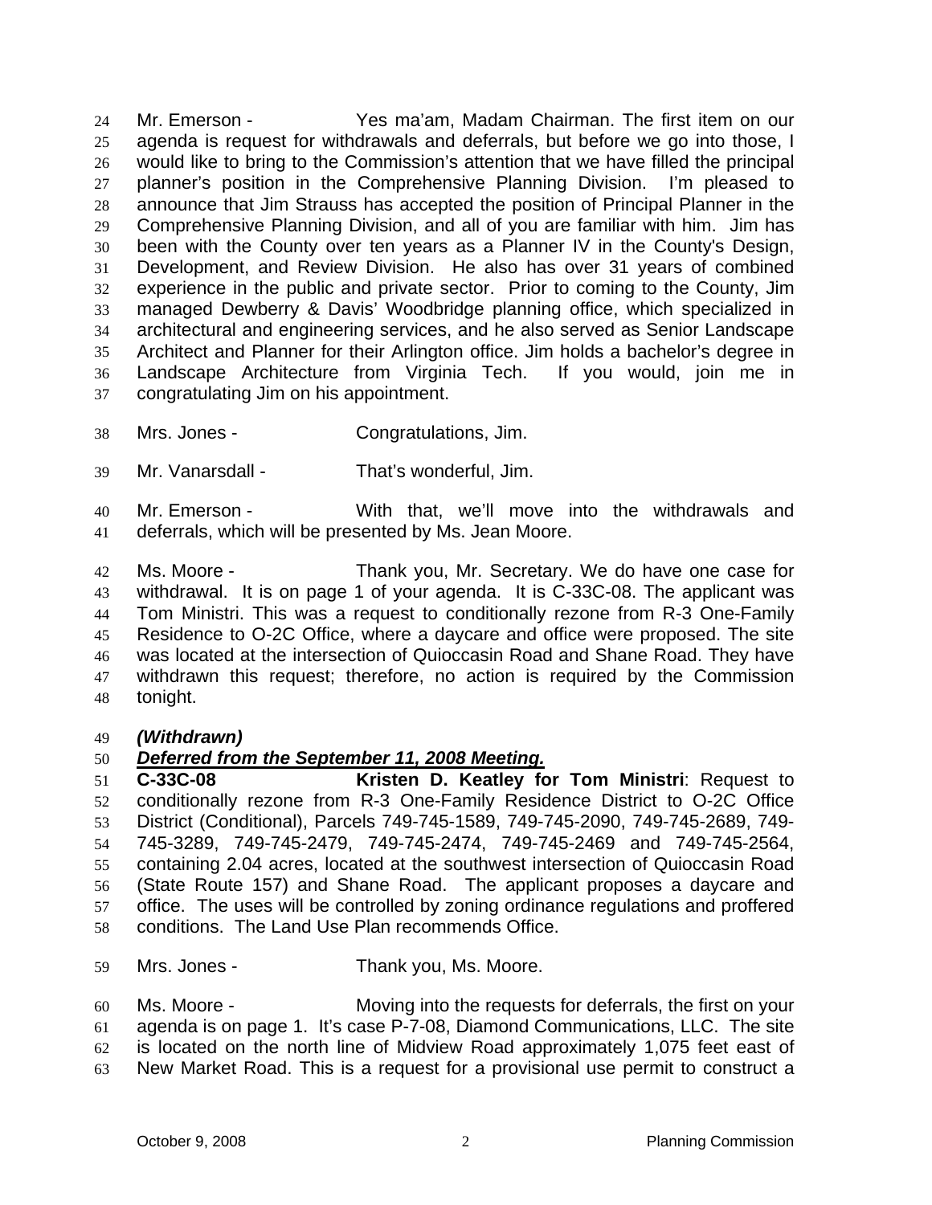Mr. Emerson - Yes ma'am, Madam Chairman. The first item on our agenda is request for withdrawals and deferrals, but before we go into those, I would like to bring to the Commission's attention that we have filled the principal planner's position in the Comprehensive Planning Division. I'm pleased to announce that Jim Strauss has accepted the position of Principal Planner in the Comprehensive Planning Division, and all of you are familiar with him. Jim has been with the County over ten years as a Planner IV in the County's Design, Development, and Review Division. He also has over 31 years of combined experience in the public and private sector. Prior to coming to the County, Jim managed Dewberry & Davis' Woodbridge planning office, which specialized in architectural and engineering services, and he also served as Senior Landscape Architect and Planner for their Arlington office. Jim holds a bachelor's degree in Landscape Architecture from Virginia Tech. If you would, join me in congratulating Jim on his appointment.

Mrs. Jones - Congratulations, Jim.

Mr. Vanarsdall - That's wonderful, Jim.

Mr. Emerson - With that, we'll move into the withdrawals and deferrals, which will be presented by Ms. Jean Moore.

Ms. Moore - Thank you, Mr. Secretary. We do have one case for withdrawal. It is on page 1 of your agenda. It is C-33C-08. The applicant was Tom Ministri. This was a request to conditionally rezone from R-3 One-Family Residence to O-2C Office, where a daycare and office were proposed. The site was located at the intersection of Quioccasin Road and Shane Road. They have withdrawn this request; therefore, no action is required by the Commission tonight.

***(Withdrawn)***

***Deferred from the September 11, 2008 Meeting.***

**C-33C-08** **Kristen D. Keatley for Tom Ministri**: Request to conditionally rezone from R-3 One-Family Residence District to O-2C Office District (Conditional), Parcels 749-745-1589, 749-745-2090, 749-745-2689, 749-745-3289, 749-745-2479, 749-745-2474, 749-745-2469 and 749-745-2564, containing 2.04 acres, located at the southwest intersection of Quioccasin Road (State Route 157) and Shane Road. The applicant proposes a daycare and office. The uses will be controlled by zoning ordinance regulations and proffered conditions. The Land Use Plan recommends Office.

Mrs. Jones - Thank you, Ms. Moore.

Ms. Moore - Moving into the requests for deferrals, the first on your agenda is on page 1. It's case P-7-08, Diamond Communications, LLC. The site is located on the north line of Midview Road approximately 1,075 feet east of New Market Road. This is a request for a provisional use permit to construct a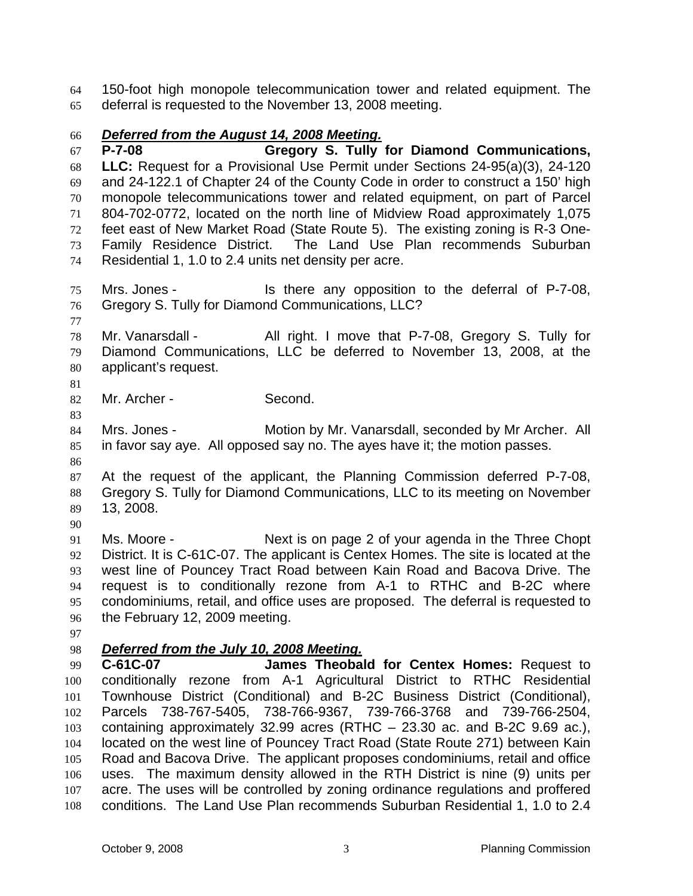150-foot high monopole telecommunication tower and related equipment. The deferral is requested to the November 13, 2008 meeting.

***Deferred from the August 14, 2008 Meeting.***

**P-7-08 Gregory S. Tully for Diamond Communications, LLC:** Request for a Provisional Use Permit under Sections 24-95(a)(3), 24-120 and 24-122.1 of Chapter 24 of the County Code in order to construct a 150' high monopole telecommunications tower and related equipment, on part of Parcel 804-702-0772, located on the north line of Midview Road approximately 1,075 feet east of New Market Road (State Route 5). The existing zoning is R-3 One-Family Residence District. The Land Use Plan recommends Suburban Residential 1, 1.0 to 2.4 units net density per acre.

Mrs. Jones - Is there any opposition to the deferral of P-7-08, Gregory S. Tully for Diamond Communications, LLC?

Mr. Vanarsdall - All right. I move that P-7-08, Gregory S. Tully for Diamond Communications, LLC be deferred to November 13, 2008, at the applicant's request.

Mr. Archer - Second.

Mrs. Jones - Motion by Mr. Vanarsdall, seconded by Mr Archer. All in favor say aye. All opposed say no. The ayes have it; the motion passes.

At the request of the applicant, the Planning Commission deferred P-7-08, Gregory S. Tully for Diamond Communications, LLC to its meeting on November 13, 2008.

Ms. Moore - Next is on page 2 of your agenda in the Three Chopt District. It is C-61C-07. The applicant is Centex Homes. The site is located at the west line of Pouncey Tract Road between Kain Road and Bacova Drive. The request is to conditionally rezone from A-1 to RTHC and B-2C where condominiums, retail, and office uses are proposed. The deferral is requested to the February 12, 2009 meeting.

***Deferred from the July 10, 2008 Meeting.***

**C-61C-07 James Theobald for Centex Homes:** Request to conditionally rezone from A-1 Agricultural District to RTHC Residential Townhouse District (Conditional) and B-2C Business District (Conditional), Parcels 738-767-5405, 738-766-9367, 739-766-3768 and 739-766-2504, containing approximately 32.99 acres (RTHC – 23.30 ac. and B-2C 9.69 ac.), located on the west line of Pouncey Tract Road (State Route 271) between Kain Road and Bacova Drive. The applicant proposes condominiums, retail and office uses. The maximum density allowed in the RTH District is nine (9) units per acre. The uses will be controlled by zoning ordinance regulations and proffered conditions. The Land Use Plan recommends Suburban Residential 1, 1.0 to 2.4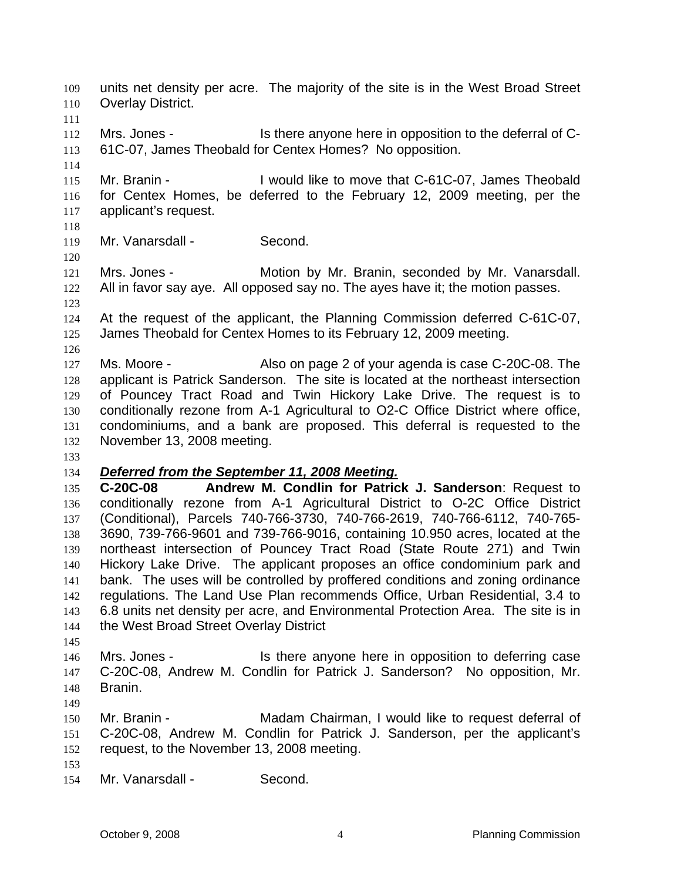units net density per acre. The majority of the site is in the West Broad Street Overlay District.

Mrs. Jones - Is there anyone here in opposition to the deferral of C-61C-07, James Theobald for Centex Homes? No opposition.

Mr. Branin - I would like to move that C-61C-07, James Theobald for Centex Homes, be deferred to the February 12, 2009 meeting, per the applicant's request.

Mr. Vanarsdall - Second.

Mrs. Jones - Motion by Mr. Branin, seconded by Mr. Vanarsdall. All in favor say aye. All opposed say no. The ayes have it; the motion passes.

At the request of the applicant, the Planning Commission deferred C-61C-07, James Theobald for Centex Homes to its February 12, 2009 meeting.

Ms. Moore - Also on page 2 of your agenda is case C-20C-08. The applicant is Patrick Sanderson. The site is located at the northeast intersection of Pouncey Tract Road and Twin Hickory Lake Drive. The request is to conditionally rezone from A-1 Agricultural to O2-C Office District where office, condominiums, and a bank are proposed. This deferral is requested to the November 13, 2008 meeting.

***Deferred from the September 11, 2008 Meeting.***

**C-20C-08 Andrew M. Condlin for Patrick J. Sanderson**: Request to conditionally rezone from A-1 Agricultural District to O-2C Office District (Conditional), Parcels 740-766-3730, 740-766-2619, 740-766-6112, 740-765-3690, 739-766-9601 and 739-766-9016, containing 10.950 acres, located at the northeast intersection of Pouncey Tract Road (State Route 271) and Twin Hickory Lake Drive. The applicant proposes an office condominium park and bank. The uses will be controlled by proffered conditions and zoning ordinance regulations. The Land Use Plan recommends Office, Urban Residential, 3.4 to 6.8 units net density per acre, and Environmental Protection Area. The site is in the West Broad Street Overlay District

Mrs. Jones - Is there anyone here in opposition to deferring case C-20C-08, Andrew M. Condlin for Patrick J. Sanderson? No opposition, Mr. Branin.

Mr. Branin - Madam Chairman, I would like to request deferral of C-20C-08, Andrew M. Condlin for Patrick J. Sanderson, per the applicant's request, to the November 13, 2008 meeting.

Mr. Vanarsdall - Second.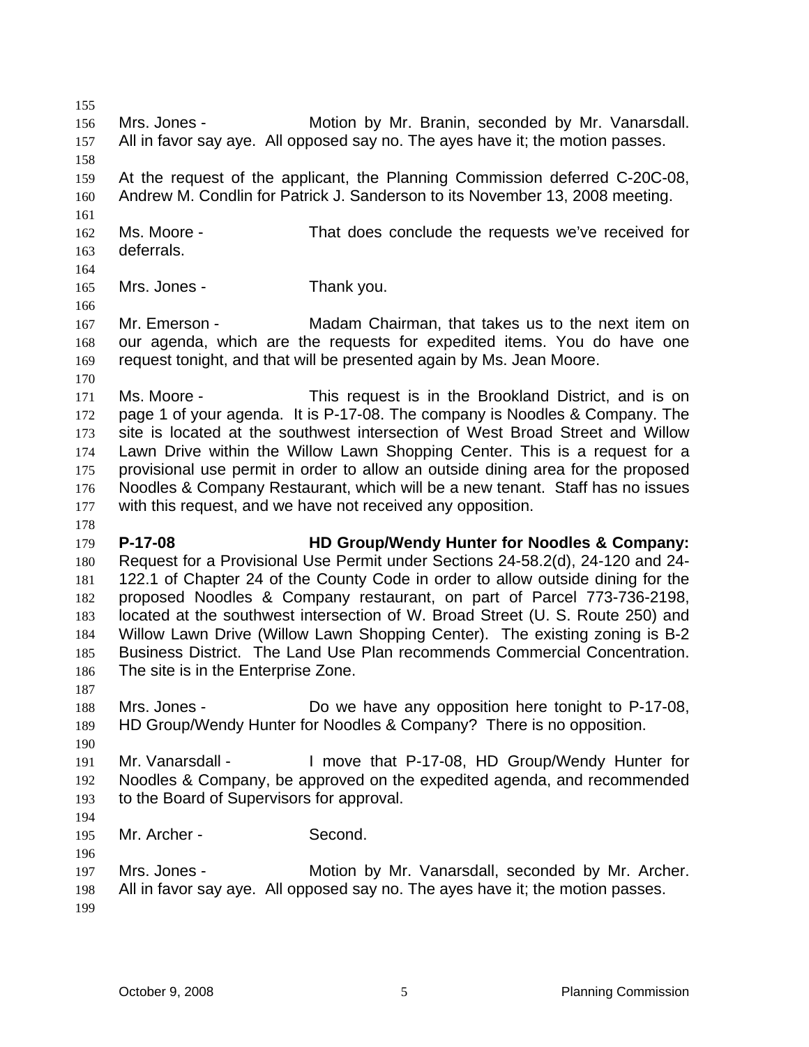Mrs. Jones - Motion by Mr. Branin, seconded by Mr. Vanarsdall. All in favor say aye. All opposed say no. The ayes have it; the motion passes.

At the request of the applicant, the Planning Commission deferred C-20C-08, Andrew M. Condlin for Patrick J. Sanderson to its November 13, 2008 meeting.

Ms. Moore - That does conclude the requests we've received for deferrals.

Mrs. Jones - Thank you.

Mr. Emerson - Madam Chairman, that takes us to the next item on our agenda, which are the requests for expedited items. You do have one request tonight, and that will be presented again by Ms. Jean Moore.

Ms. Moore - This request is in the Brookland District, and is on page 1 of your agenda. It is P-17-08. The company is Noodles & Company. The site is located at the southwest intersection of West Broad Street and Willow Lawn Drive within the Willow Lawn Shopping Center. This is a request for a provisional use permit in order to allow an outside dining area for the proposed Noodles & Company Restaurant, which will be a new tenant. Staff has no issues with this request, and we have not received any opposition.

**P-17-08 HD Group/Wendy Hunter for Noodles & Company:** Request for a Provisional Use Permit under Sections 24-58.2(d), 24-120 and 24-122.1 of Chapter 24 of the County Code in order to allow outside dining for the proposed Noodles & Company restaurant, on part of Parcel 773-736-2198, located at the southwest intersection of W. Broad Street (U. S. Route 250) and Willow Lawn Drive (Willow Lawn Shopping Center). The existing zoning is B-2 Business District. The Land Use Plan recommends Commercial Concentration. The site is in the Enterprise Zone.

Mrs. Jones - Do we have any opposition here tonight to P-17-08, HD Group/Wendy Hunter for Noodles & Company? There is no opposition.

Mr. Vanarsdall - I move that P-17-08, HD Group/Wendy Hunter for Noodles & Company, be approved on the expedited agenda, and recommended to the Board of Supervisors for approval.

Mr. Archer - Second.

Mrs. Jones - Motion by Mr. Vanarsdall, seconded by Mr. Archer. All in favor say aye. All opposed say no. The ayes have it; the motion passes.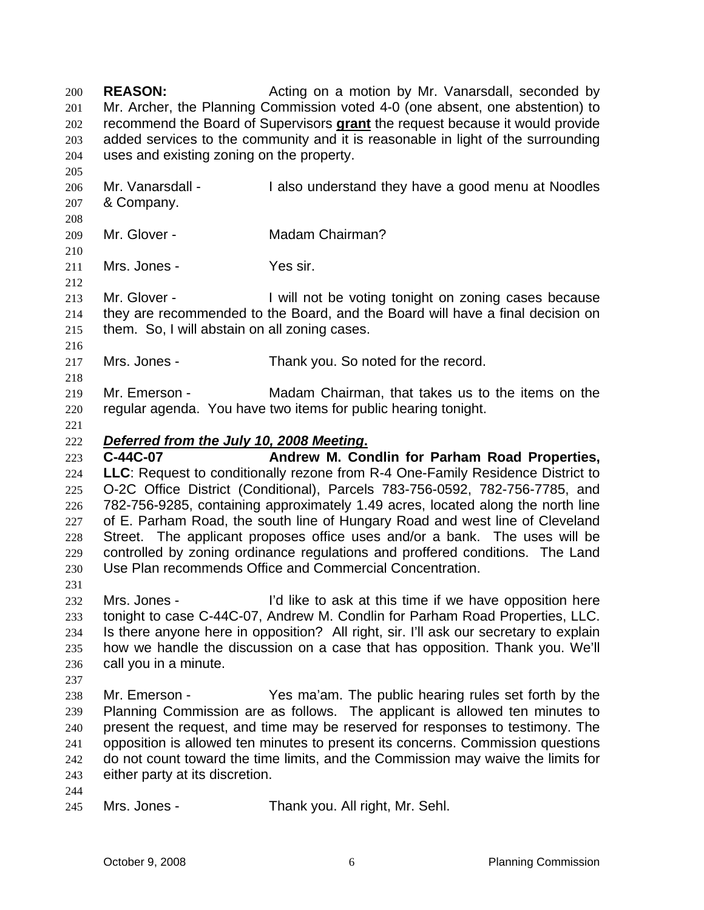**REASON:** Acting on a motion by Mr. Vanarsdall, seconded by Mr. Archer, the Planning Commission voted 4-0 (one absent, one abstention) to recommend the Board of Supervisors **grant** the request because it would provide added services to the community and it is reasonable in light of the surrounding uses and existing zoning on the property.

Mr. Vanarsdall - I also understand they have a good menu at Noodles & Company.

Mr. Glover - Madam Chairman?

Mrs. Jones - Yes sir.

Mr. Glover - I will not be voting tonight on zoning cases because they are recommended to the Board, and the Board will have a final decision on them. So, I will abstain on all zoning cases.

Mrs. Jones - Thank you. So noted for the record.

Mr. Emerson - Madam Chairman, that takes us to the items on the regular agenda. You have two items for public hearing tonight.

***Deferred from the July 10, 2008 Meeting.***

**C-44C-07 Andrew M. Condlin for Parham Road Properties, LLC**: Request to conditionally rezone from R-4 One-Family Residence District to O-2C Office District (Conditional), Parcels 783-756-0592, 782-756-7785, and 782-756-9285, containing approximately 1.49 acres, located along the north line of E. Parham Road, the south line of Hungary Road and west line of Cleveland Street. The applicant proposes office uses and/or a bank. The uses will be controlled by zoning ordinance regulations and proffered conditions. The Land Use Plan recommends Office and Commercial Concentration.

Mrs. Jones - I'd like to ask at this time if we have opposition here tonight to case C-44C-07, Andrew M. Condlin for Parham Road Properties, LLC. Is there anyone here in opposition? All right, sir. I'll ask our secretary to explain how we handle the discussion on a case that has opposition. Thank you. We'll call you in a minute.

Mr. Emerson - Yes ma'am. The public hearing rules set forth by the Planning Commission are as follows. The applicant is allowed ten minutes to present the request, and time may be reserved for responses to testimony. The opposition is allowed ten minutes to present its concerns. Commission questions do not count toward the time limits, and the Commission may waive the limits for either party at its discretion.

Mrs. Jones - Thank you. All right, Mr. Sehl.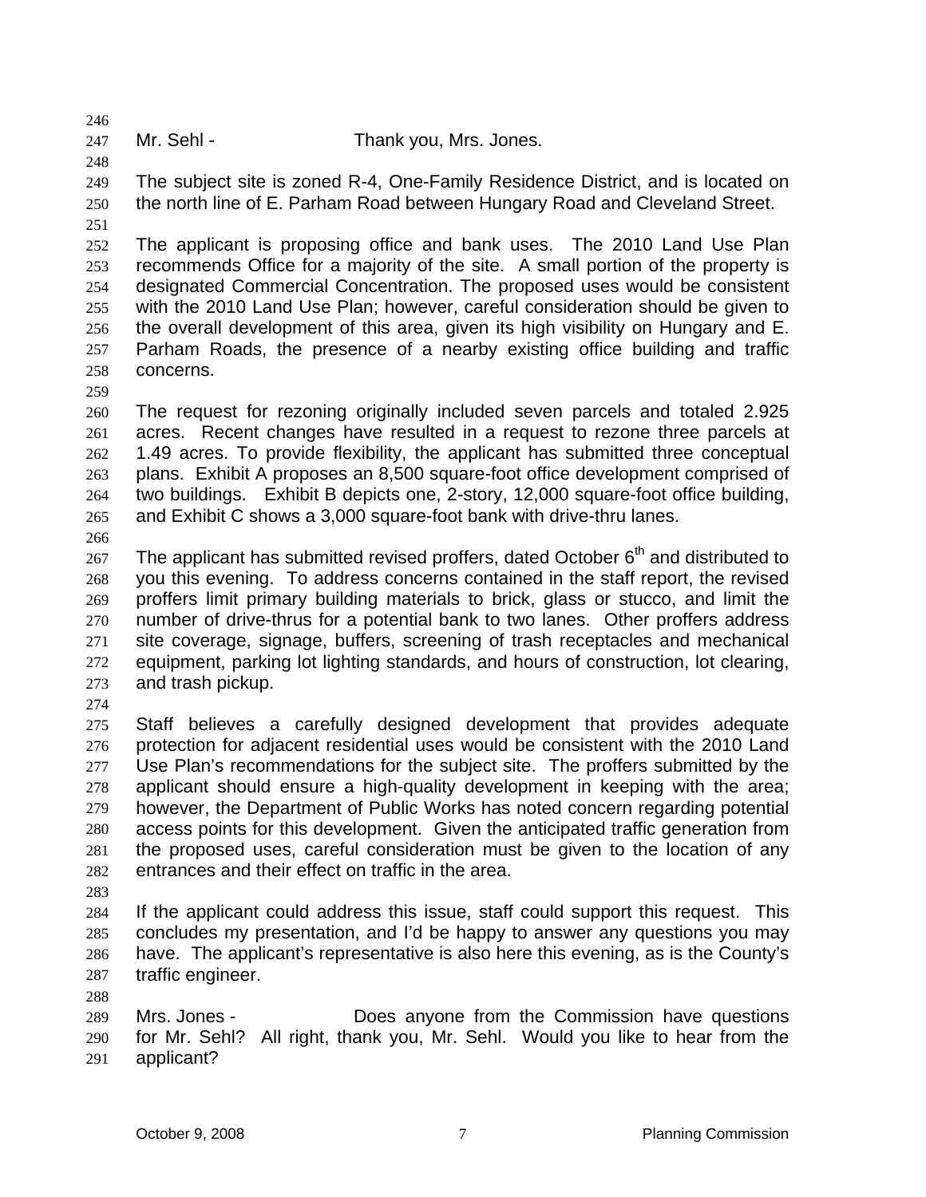Mr. Sehl - Thank you, Mrs. Jones.

The subject site is zoned R-4, One-Family Residence District, and is located on the north line of E. Parham Road between Hungary Road and Cleveland Street.

The applicant is proposing office and bank uses. The 2010 Land Use Plan recommends Office for a majority of the site. A small portion of the property is designated Commercial Concentration. The proposed uses would be consistent with the 2010 Land Use Plan; however, careful consideration should be given to the overall development of this area, given its high visibility on Hungary and E. Parham Roads, the presence of a nearby existing office building and traffic concerns.

The request for rezoning originally included seven parcels and totaled 2.925 acres. Recent changes have resulted in a request to rezone three parcels at 1.49 acres. To provide flexibility, the applicant has submitted three conceptual plans. Exhibit A proposes an 8,500 square-foot office development comprised of two buildings. Exhibit B depicts one, 2-story, 12,000 square-foot office building, and Exhibit C shows a 3,000 square-foot bank with drive-thru lanes.

The applicant has submitted revised proffers, dated October 6th and distributed to you this evening. To address concerns contained in the staff report, the revised proffers limit primary building materials to brick, glass or stucco, and limit the number of drive-thrus for a potential bank to two lanes. Other proffers address site coverage, signage, buffers, screening of trash receptacles and mechanical equipment, parking lot lighting standards, and hours of construction, lot clearing, and trash pickup.

Staff believes a carefully designed development that provides adequate protection for adjacent residential uses would be consistent with the 2010 Land Use Plan's recommendations for the subject site. The proffers submitted by the applicant should ensure a high-quality development in keeping with the area; however, the Department of Public Works has noted concern regarding potential access points for this development. Given the anticipated traffic generation from the proposed uses, careful consideration must be given to the location of any entrances and their effect on traffic in the area.

If the applicant could address this issue, staff could support this request. This concludes my presentation, and I'd be happy to answer any questions you may have. The applicant's representative is also here this evening, as is the County's traffic engineer.

Mrs. Jones - Does anyone from the Commission have questions for Mr. Sehl? All right, thank you, Mr. Sehl. Would you like to hear from the applicant?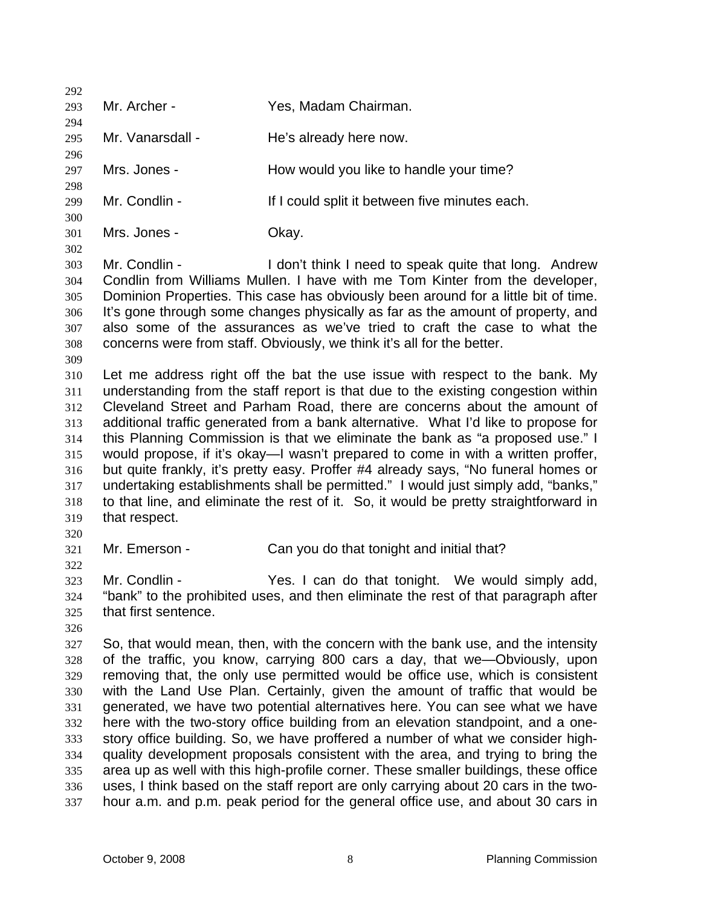Mr. Archer - Yes, Madam Chairman.

Mr. Vanarsdall - He's already here now.

Mrs. Jones - How would you like to handle your time?

Mr. Condlin - If I could split it between five minutes each.

Mrs. Jones - Okay.

Mr. Condlin - I don't think I need to speak quite that long. Andrew Condlin from Williams Mullen. I have with me Tom Kinter from the developer, Dominion Properties. This case has obviously been around for a little bit of time. It's gone through some changes physically as far as the amount of property, and also some of the assurances as we've tried to craft the case to what the concerns were from staff. Obviously, we think it's all for the better.

Let me address right off the bat the use issue with respect to the bank. My understanding from the staff report is that due to the existing congestion within Cleveland Street and Parham Road, there are concerns about the amount of additional traffic generated from a bank alternative. What I'd like to propose for this Planning Commission is that we eliminate the bank as "a proposed use." I would propose, if it's okay—I wasn't prepared to come in with a written proffer, but quite frankly, it's pretty easy. Proffer #4 already says, "No funeral homes or undertaking establishments shall be permitted." I would just simply add, "banks," to that line, and eliminate the rest of it. So, it would be pretty straightforward in that respect.

Mr. Emerson - Can you do that tonight and initial that?

Mr. Condlin - Yes. I can do that tonight. We would simply add, "bank" to the prohibited uses, and then eliminate the rest of that paragraph after that first sentence.

So, that would mean, then, with the concern with the bank use, and the intensity of the traffic, you know, carrying 800 cars a day, that we—Obviously, upon removing that, the only use permitted would be office use, which is consistent with the Land Use Plan. Certainly, given the amount of traffic that would be generated, we have two potential alternatives here. You can see what we have here with the two-story office building from an elevation standpoint, and a one-story office building. So, we have proffered a number of what we consider high-quality development proposals consistent with the area, and trying to bring the area up as well with this high-profile corner. These smaller buildings, these office uses, I think based on the staff report are only carrying about 20 cars in the two-hour a.m. and p.m. peak period for the general office use, and about 30 cars in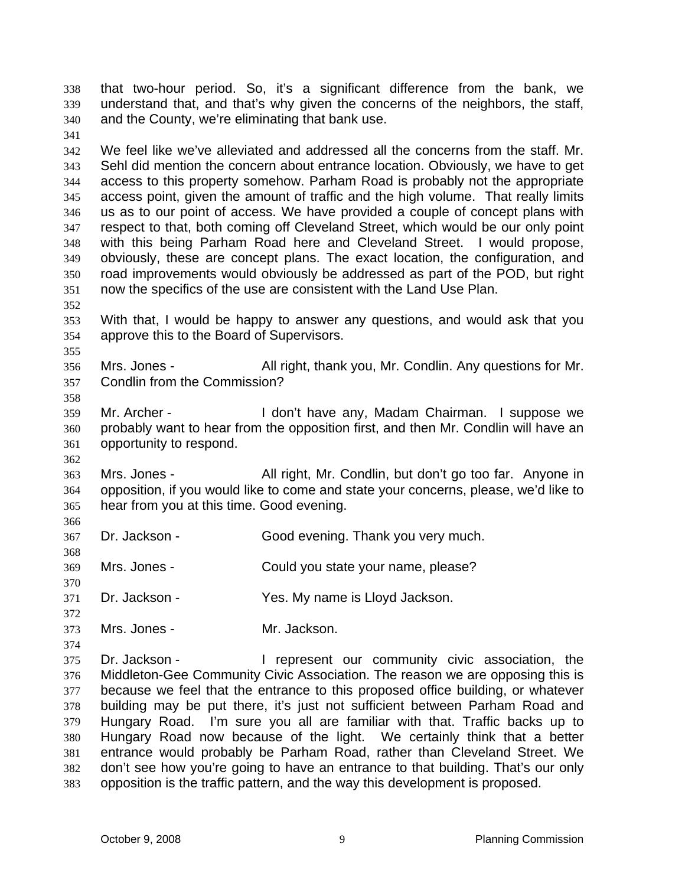that two-hour period. So, it's a significant difference from the bank, we understand that, and that's why given the concerns of the neighbors, the staff, and the County, we're eliminating that bank use.

We feel like we've alleviated and addressed all the concerns from the staff. Mr. Sehl did mention the concern about entrance location. Obviously, we have to get access to this property somehow. Parham Road is probably not the appropriate access point, given the amount of traffic and the high volume. That really limits us as to our point of access. We have provided a couple of concept plans with respect to that, both coming off Cleveland Street, which would be our only point with this being Parham Road here and Cleveland Street. I would propose, obviously, these are concept plans. The exact location, the configuration, and road improvements would obviously be addressed as part of the POD, but right now the specifics of the use are consistent with the Land Use Plan.

With that, I would be happy to answer any questions, and would ask that you approve this to the Board of Supervisors.

Mrs. Jones - All right, thank you, Mr. Condlin. Any questions for Mr. Condlin from the Commission?

Mr. Archer - I don't have any, Madam Chairman. I suppose we probably want to hear from the opposition first, and then Mr. Condlin will have an opportunity to respond.

Mrs. Jones - All right, Mr. Condlin, but don't go too far. Anyone in opposition, if you would like to come and state your concerns, please, we'd like to hear from you at this time. Good evening.

Dr. Jackson - Good evening. Thank you very much.

Mrs. Jones - Could you state your name, please?

Dr. Jackson - Yes. My name is Lloyd Jackson.

Mrs. Jones - Mr. Jackson.

Dr. Jackson - I represent our community civic association, the Middleton-Gee Community Civic Association. The reason we are opposing this is because we feel that the entrance to this proposed office building, or whatever building may be put there, it's just not sufficient between Parham Road and Hungary Road. I'm sure you all are familiar with that. Traffic backs up to Hungary Road now because of the light. We certainly think that a better entrance would probably be Parham Road, rather than Cleveland Street. We don't see how you're going to have an entrance to that building. That's our only opposition is the traffic pattern, and the way this development is proposed.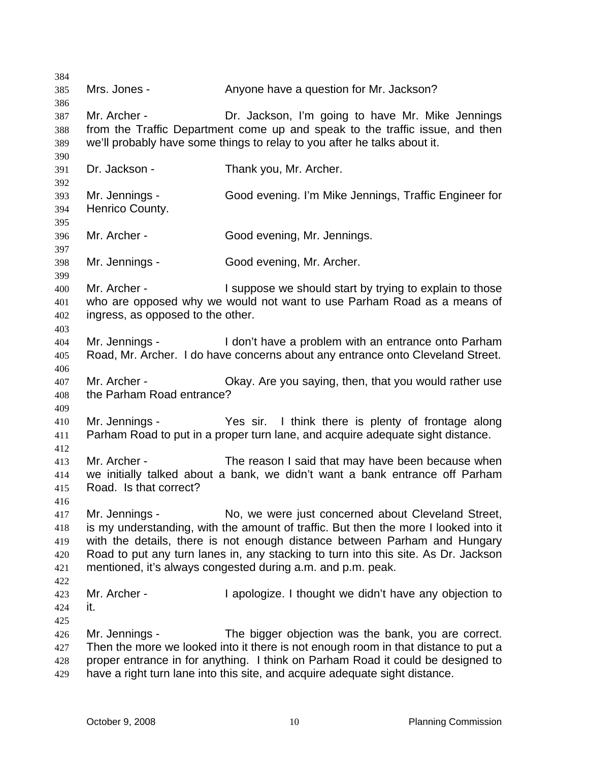Mrs. Jones - Anyone have a question for Mr. Jackson?

Mr. Archer - Dr. Jackson, I'm going to have Mr. Mike Jennings from the Traffic Department come up and speak to the traffic issue, and then we'll probably have some things to relay to you after he talks about it.

Dr. Jackson - Thank you, Mr. Archer.

Mr. Jennings - Good evening. I'm Mike Jennings, Traffic Engineer for Henrico County.

Mr. Archer - Good evening, Mr. Jennings.

Mr. Jennings - Good evening, Mr. Archer.

Mr. Archer - I suppose we should start by trying to explain to those who are opposed why we would not want to use Parham Road as a means of ingress, as opposed to the other.

Mr. Jennings - I don't have a problem with an entrance onto Parham Road, Mr. Archer. I do have concerns about any entrance onto Cleveland Street.

Mr. Archer - Okay. Are you saying, then, that you would rather use the Parham Road entrance?

Mr. Jennings - Yes sir. I think there is plenty of frontage along Parham Road to put in a proper turn lane, and acquire adequate sight distance.

Mr. Archer - The reason I said that may have been because when we initially talked about a bank, we didn't want a bank entrance off Parham Road. Is that correct?

Mr. Jennings - No, we were just concerned about Cleveland Street, is my understanding, with the amount of traffic. But then the more I looked into it with the details, there is not enough distance between Parham and Hungary Road to put any turn lanes in, any stacking to turn into this site. As Dr. Jackson mentioned, it's always congested during a.m. and p.m. peak.

Mr. Archer - I apologize. I thought we didn't have any objection to it.

Mr. Jennings - The bigger objection was the bank, you are correct. Then the more we looked into it there is not enough room in that distance to put a proper entrance in for anything. I think on Parham Road it could be designed to have a right turn lane into this site, and acquire adequate sight distance.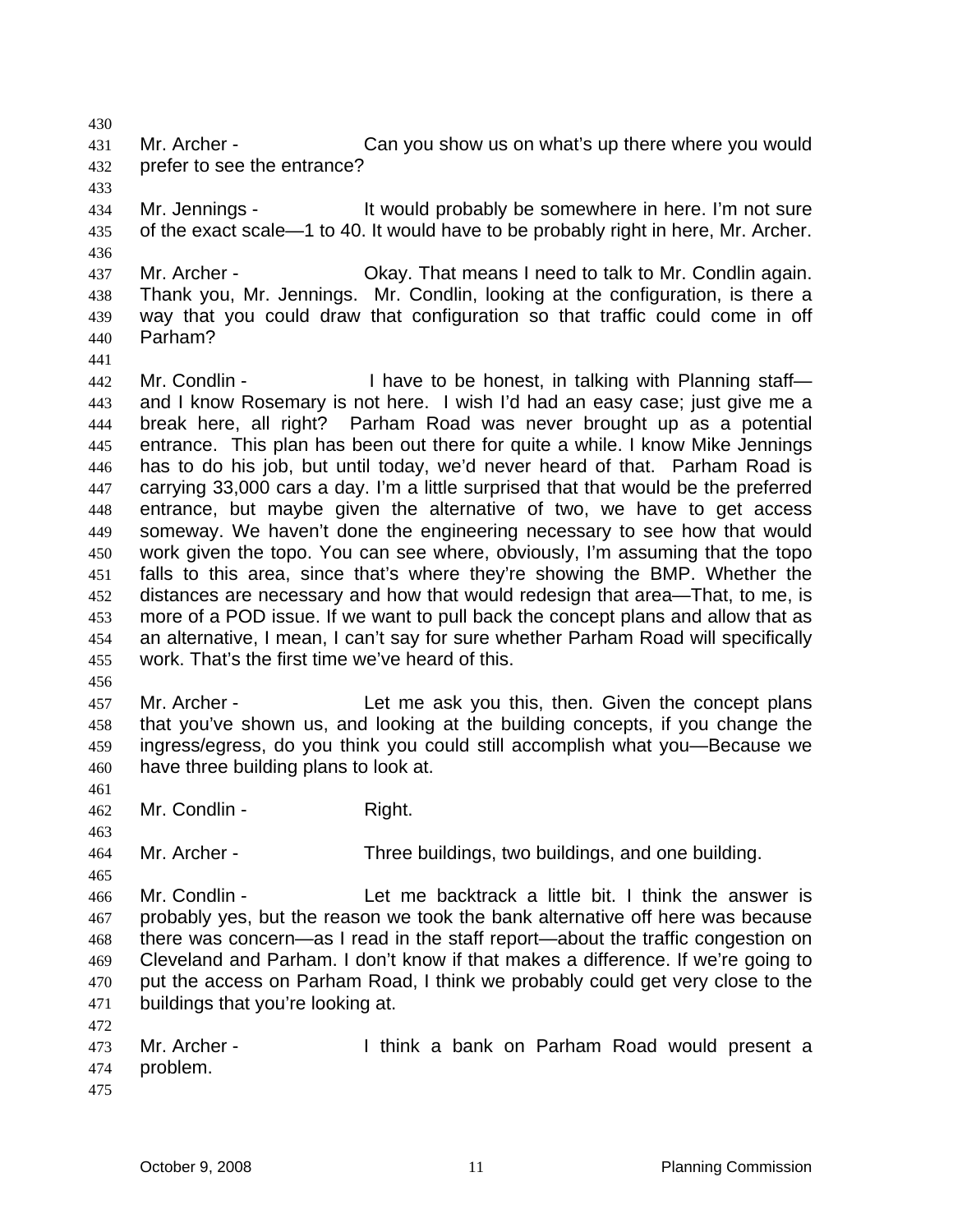Mr. Archer - Can you show us on what's up there where you would prefer to see the entrance?

Mr. Jennings - It would probably be somewhere in here. I'm not sure of the exact scale—1 to 40. It would have to be probably right in here, Mr. Archer.

Mr. Archer - Okay. That means I need to talk to Mr. Condlin again. Thank you, Mr. Jennings. Mr. Condlin, looking at the configuration, is there a way that you could draw that configuration so that traffic could come in off Parham?

Mr. Condlin - I have to be honest, in talking with Planning staff—and I know Rosemary is not here. I wish I'd had an easy case; just give me a break here, all right? Parham Road was never brought up as a potential entrance. This plan has been out there for quite a while. I know Mike Jennings has to do his job, but until today, we'd never heard of that. Parham Road is carrying 33,000 cars a day. I'm a little surprised that that would be the preferred entrance, but maybe given the alternative of two, we have to get access someway. We haven't done the engineering necessary to see how that would work given the topo. You can see where, obviously, I'm assuming that the topo falls to this area, since that's where they're showing the BMP. Whether the distances are necessary and how that would redesign that area—That, to me, is more of a POD issue. If we want to pull back the concept plans and allow that as an alternative, I mean, I can't say for sure whether Parham Road will specifically work. That's the first time we've heard of this.

Mr. Archer - Let me ask you this, then. Given the concept plans that you've shown us, and looking at the building concepts, if you change the ingress/egress, do you think you could still accomplish what you—Because we have three building plans to look at.

Mr. Condlin - Right.

Mr. Archer - Three buildings, two buildings, and one building.

Mr. Condlin - Let me backtrack a little bit. I think the answer is probably yes, but the reason we took the bank alternative off here was because there was concern—as I read in the staff report—about the traffic congestion on Cleveland and Parham. I don't know if that makes a difference. If we're going to put the access on Parham Road, I think we probably could get very close to the buildings that you're looking at.

Mr. Archer - I think a bank on Parham Road would present a problem.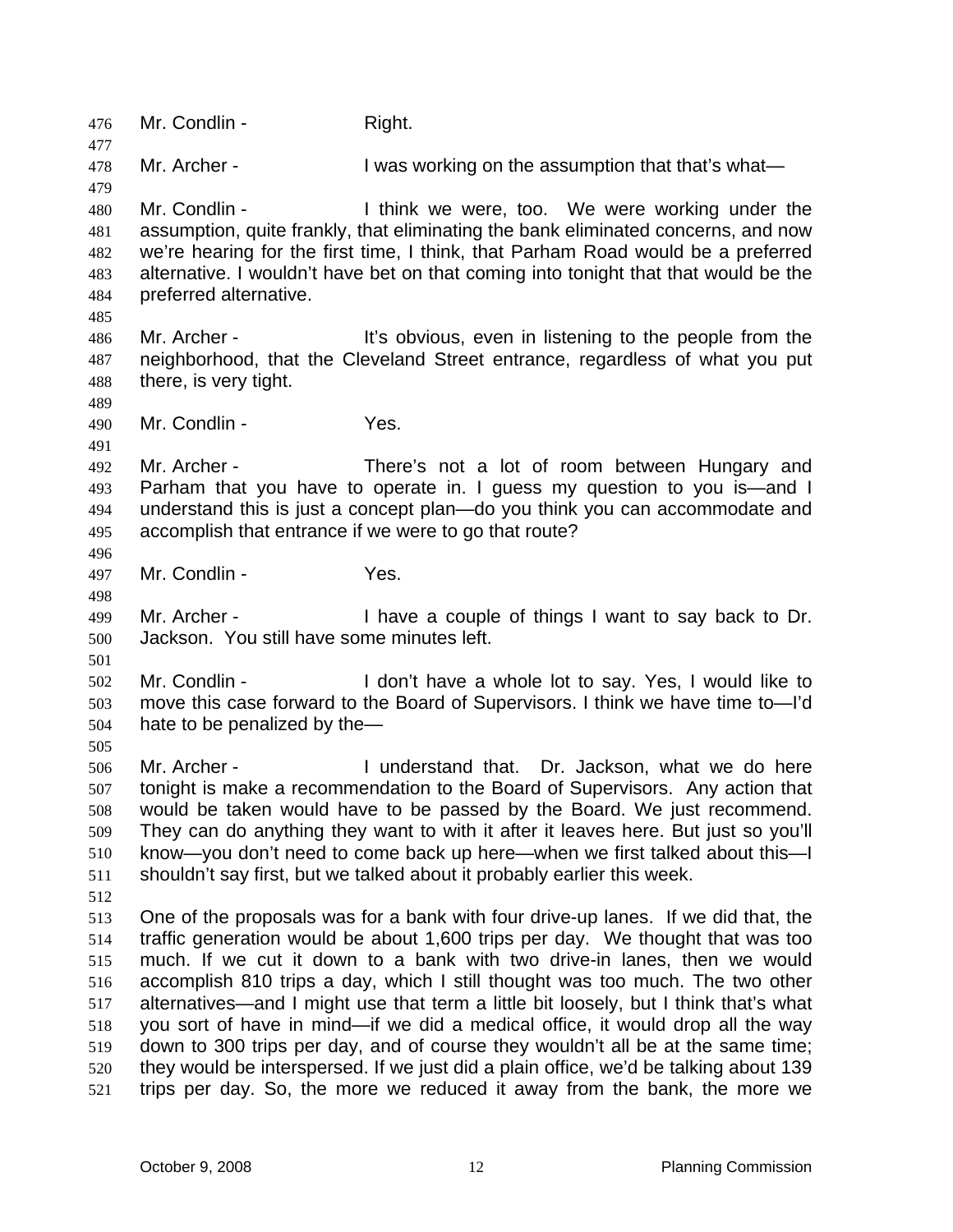Mr. Condlin - Right.

Mr. Archer - I was working on the assumption that that's what—

Mr. Condlin - I think we were, too. We were working under the assumption, quite frankly, that eliminating the bank eliminated concerns, and now we're hearing for the first time, I think, that Parham Road would be a preferred alternative. I wouldn't have bet on that coming into tonight that that would be the preferred alternative.

Mr. Archer - It's obvious, even in listening to the people from the neighborhood, that the Cleveland Street entrance, regardless of what you put there, is very tight.

Mr. Condlin - Yes.

Mr. Archer - There's not a lot of room between Hungary and Parham that you have to operate in. I guess my question to you is—and I understand this is just a concept plan—do you think you can accommodate and accomplish that entrance if we were to go that route?

Mr. Condlin - Yes.

Mr. Archer - I have a couple of things I want to say back to Dr. Jackson. You still have some minutes left.

Mr. Condlin - I don't have a whole lot to say. Yes, I would like to move this case forward to the Board of Supervisors. I think we have time to—I'd hate to be penalized by the—

Mr. Archer - I understand that. Dr. Jackson, what we do here tonight is make a recommendation to the Board of Supervisors. Any action that would be taken would have to be passed by the Board. We just recommend. They can do anything they want to with it after it leaves here. But just so you'll know—you don't need to come back up here—when we first talked about this—I shouldn't say first, but we talked about it probably earlier this week.

One of the proposals was for a bank with four drive-up lanes. If we did that, the traffic generation would be about 1,600 trips per day. We thought that was too much. If we cut it down to a bank with two drive-in lanes, then we would accomplish 810 trips a day, which I still thought was too much. The two other alternatives—and I might use that term a little bit loosely, but I think that's what you sort of have in mind—if we did a medical office, it would drop all the way down to 300 trips per day, and of course they wouldn't all be at the same time; they would be interspersed. If we just did a plain office, we'd be talking about 139 trips per day. So, the more we reduced it away from the bank, the more we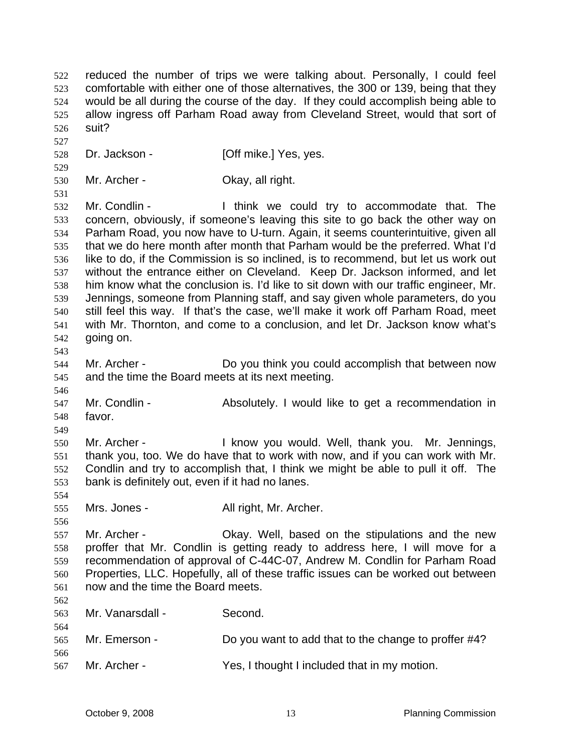reduced the number of trips we were talking about. Personally, I could feel comfortable with either one of those alternatives, the 300 or 139, being that they would be all during the course of the day. If they could accomplish being able to allow ingress off Parham Road away from Cleveland Street, would that sort of suit?

Dr. Jackson - [Off mike.] Yes, yes.

Mr. Archer - Okay, all right.

Mr. Condlin - I think we could try to accommodate that. The concern, obviously, if someone's leaving this site to go back the other way on Parham Road, you now have to U-turn. Again, it seems counterintuitive, given all that we do here month after month that Parham would be the preferred. What I'd like to do, if the Commission is so inclined, is to recommend, but let us work out without the entrance either on Cleveland. Keep Dr. Jackson informed, and let him know what the conclusion is. I'd like to sit down with our traffic engineer, Mr. Jennings, someone from Planning staff, and say given whole parameters, do you still feel this way. If that's the case, we'll make it work off Parham Road, meet with Mr. Thornton, and come to a conclusion, and let Dr. Jackson know what's going on.

Mr. Archer - Do you think you could accomplish that between now and the time the Board meets at its next meeting.

Mr. Condlin - Absolutely. I would like to get a recommendation in favor.

Mr. Archer - I know you would. Well, thank you. Mr. Jennings, thank you, too. We do have that to work with now, and if you can work with Mr. Condlin and try to accomplish that, I think we might be able to pull it off. The bank is definitely out, even if it had no lanes.

Mrs. Jones - All right, Mr. Archer.

Mr. Archer - Okay. Well, based on the stipulations and the new proffer that Mr. Condlin is getting ready to address here, I will move for a recommendation of approval of C-44C-07, Andrew M. Condlin for Parham Road Properties, LLC. Hopefully, all of these traffic issues can be worked out between now and the time the Board meets.

Mr. Vanarsdall - Second.

Mr. Emerson - Do you want to add that to the change to proffer #4?

Mr. Archer - Yes, I thought I included that in my motion.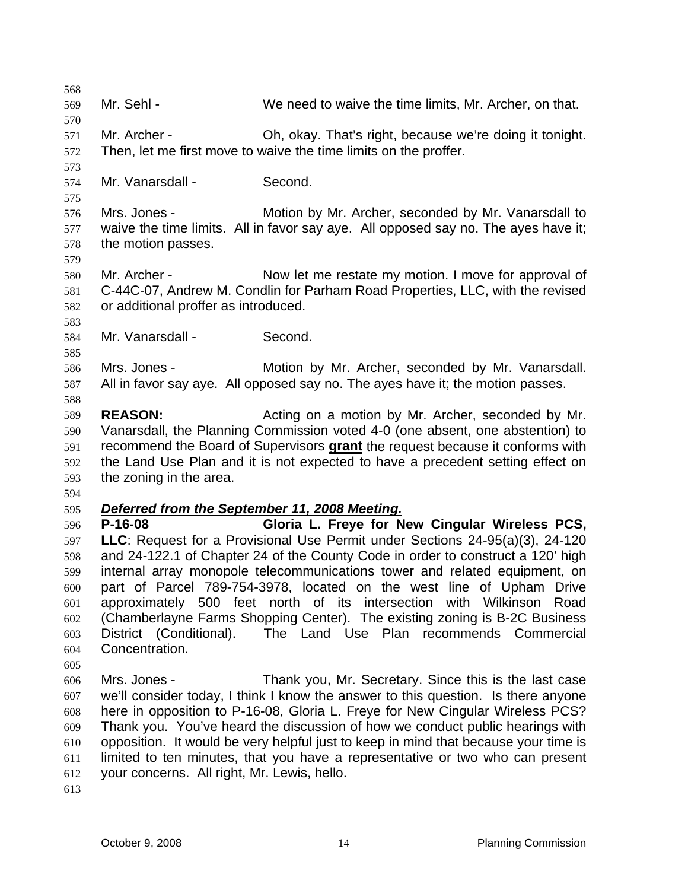Mr. Sehl - We need to waive the time limits, Mr. Archer, on that.

Mr. Archer - Oh, okay. That's right, because we're doing it tonight. Then, let me first move to waive the time limits on the proffer.

Mr. Vanarsdall - Second.

Mrs. Jones - Motion by Mr. Archer, seconded by Mr. Vanarsdall to waive the time limits. All in favor say aye. All opposed say no. The ayes have it; the motion passes.

Mr. Archer - Now let me restate my motion. I move for approval of C-44C-07, Andrew M. Condlin for Parham Road Properties, LLC, with the revised or additional proffer as introduced.

Mr. Vanarsdall - Second.

Mrs. Jones - Motion by Mr. Archer, seconded by Mr. Vanarsdall. All in favor say aye. All opposed say no. The ayes have it; the motion passes.

**REASON:** Acting on a motion by Mr. Archer, seconded by Mr. Vanarsdall, the Planning Commission voted 4-0 (one absent, one abstention) to recommend the Board of Supervisors **grant** the request because it conforms with the Land Use Plan and it is not expected to have a precedent setting effect on the zoning in the area.

***Deferred from the September 11, 2008 Meeting.***

**P-16-08 Gloria L. Freye for New Cingular Wireless PCS, LLC**: Request for a Provisional Use Permit under Sections 24-95(a)(3), 24-120 and 24-122.1 of Chapter 24 of the County Code in order to construct a 120' high internal array monopole telecommunications tower and related equipment, on part of Parcel 789-754-3978, located on the west line of Upham Drive approximately 500 feet north of its intersection with Wilkinson Road (Chamberlayne Farms Shopping Center). The existing zoning is B-2C Business District (Conditional). The Land Use Plan recommends Commercial Concentration.

Mrs. Jones - Thank you, Mr. Secretary. Since this is the last case we'll consider today, I think I know the answer to this question. Is there anyone here in opposition to P-16-08, Gloria L. Freye for New Cingular Wireless PCS? Thank you. You've heard the discussion of how we conduct public hearings with opposition. It would be very helpful just to keep in mind that because your time is limited to ten minutes, that you have a representative or two who can present your concerns. All right, Mr. Lewis, hello.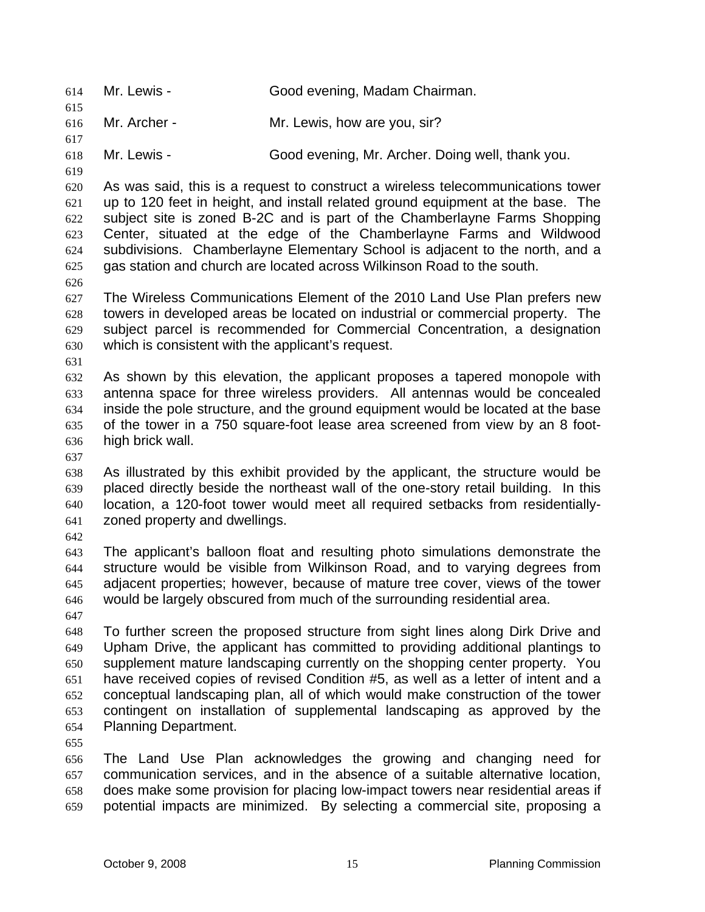Mr. Lewis - Good evening, Madam Chairman.

Mr. Archer - Mr. Lewis, how are you, sir?

Mr. Lewis - Good evening, Mr. Archer. Doing well, thank you.

As was said, this is a request to construct a wireless telecommunications tower up to 120 feet in height, and install related ground equipment at the base. The subject site is zoned B-2C and is part of the Chamberlayne Farms Shopping Center, situated at the edge of the Chamberlayne Farms and Wildwood subdivisions. Chamberlayne Elementary School is adjacent to the north, and a gas station and church are located across Wilkinson Road to the south.

The Wireless Communications Element of the 2010 Land Use Plan prefers new towers in developed areas be located on industrial or commercial property. The subject parcel is recommended for Commercial Concentration, a designation which is consistent with the applicant's request.

As shown by this elevation, the applicant proposes a tapered monopole with antenna space for three wireless providers. All antennas would be concealed inside the pole structure, and the ground equipment would be located at the base of the tower in a 750 square-foot lease area screened from view by an 8 foot-high brick wall.

As illustrated by this exhibit provided by the applicant, the structure would be placed directly beside the northeast wall of the one-story retail building. In this location, a 120-foot tower would meet all required setbacks from residentially-zoned property and dwellings.

The applicant's balloon float and resulting photo simulations demonstrate the structure would be visible from Wilkinson Road, and to varying degrees from adjacent properties; however, because of mature tree cover, views of the tower would be largely obscured from much of the surrounding residential area.

To further screen the proposed structure from sight lines along Dirk Drive and Upham Drive, the applicant has committed to providing additional plantings to supplement mature landscaping currently on the shopping center property. You have received copies of revised Condition #5, as well as a letter of intent and a conceptual landscaping plan, all of which would make construction of the tower contingent on installation of supplemental landscaping as approved by the Planning Department.

The Land Use Plan acknowledges the growing and changing need for communication services, and in the absence of a suitable alternative location, does make some provision for placing low-impact towers near residential areas if potential impacts are minimized. By selecting a commercial site, proposing a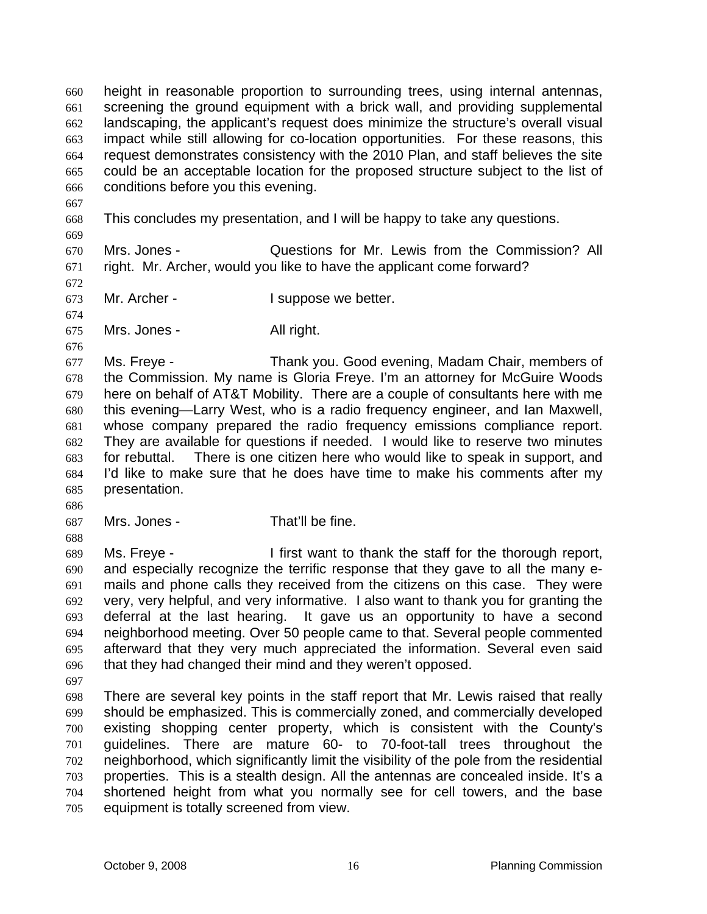height in reasonable proportion to surrounding trees, using internal antennas, screening the ground equipment with a brick wall, and providing supplemental landscaping, the applicant's request does minimize the structure's overall visual impact while still allowing for co-location opportunities. For these reasons, this request demonstrates consistency with the 2010 Plan, and staff believes the site could be an acceptable location for the proposed structure subject to the list of conditions before you this evening.

This concludes my presentation, and I will be happy to take any questions.

Mrs. Jones - Questions for Mr. Lewis from the Commission? All right. Mr. Archer, would you like to have the applicant come forward?

Mr. Archer - I suppose we better.

Mrs. Jones - All right.

Ms. Freye - Thank you. Good evening, Madam Chair, members of the Commission. My name is Gloria Freye. I'm an attorney for McGuire Woods here on behalf of AT&T Mobility. There are a couple of consultants here with me this evening—Larry West, who is a radio frequency engineer, and Ian Maxwell, whose company prepared the radio frequency emissions compliance report. They are available for questions if needed. I would like to reserve two minutes for rebuttal. There is one citizen here who would like to speak in support, and I'd like to make sure that he does have time to make his comments after my presentation.

Mrs. Jones - That'll be fine.

Ms. Freye - I first want to thank the staff for the thorough report, and especially recognize the terrific response that they gave to all the many e-mails and phone calls they received from the citizens on this case. They were very, very helpful, and very informative. I also want to thank you for granting the deferral at the last hearing. It gave us an opportunity to have a second neighborhood meeting. Over 50 people came to that. Several people commented afterward that they very much appreciated the information. Several even said that they had changed their mind and they weren't opposed.

There are several key points in the staff report that Mr. Lewis raised that really should be emphasized. This is commercially zoned, and commercially developed existing shopping center property, which is consistent with the County's guidelines. There are mature 60- to 70-foot-tall trees throughout the neighborhood, which significantly limit the visibility of the pole from the residential properties. This is a stealth design. All the antennas are concealed inside. It's a shortened height from what you normally see for cell towers, and the base equipment is totally screened from view.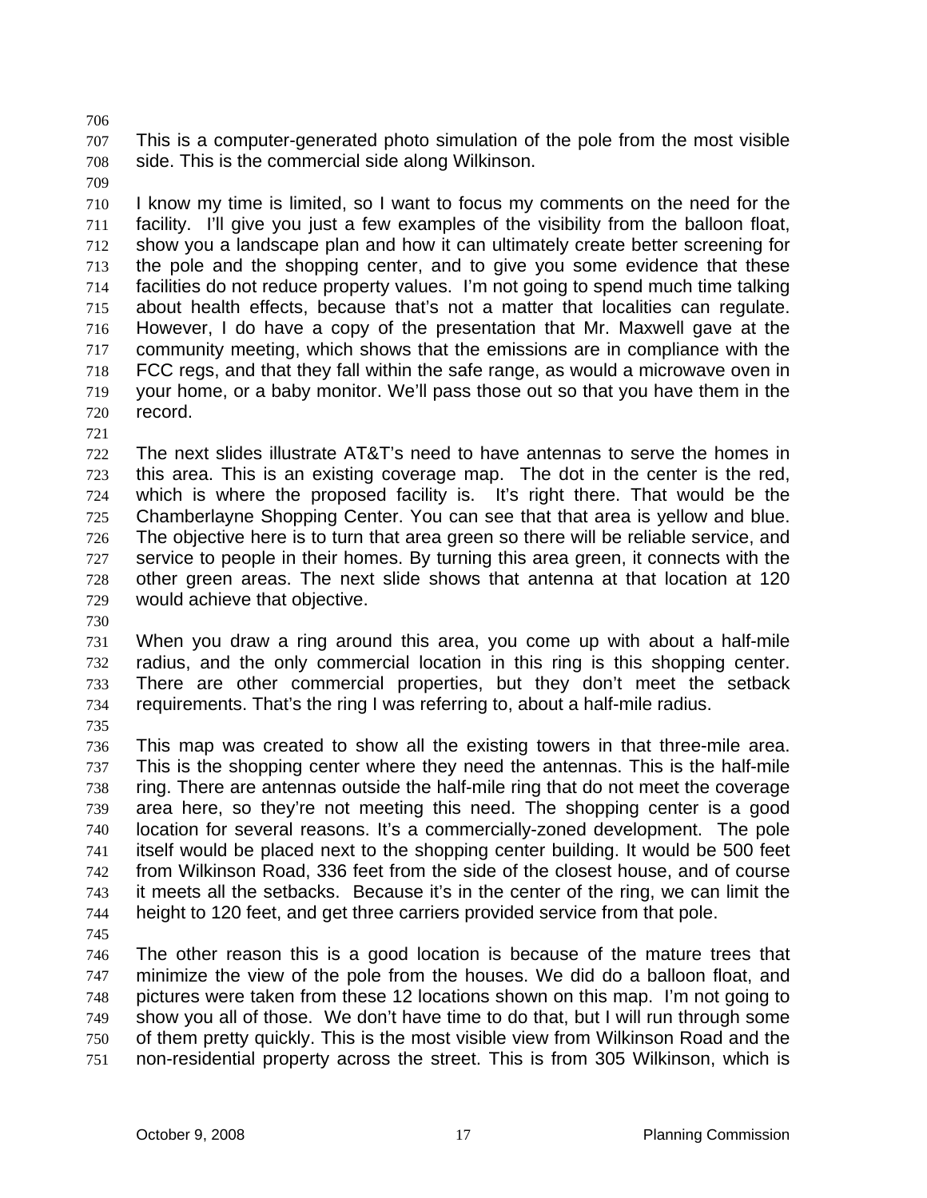This is a computer-generated photo simulation of the pole from the most visible side. This is the commercial side along Wilkinson.

I know my time is limited, so I want to focus my comments on the need for the facility. I'll give you just a few examples of the visibility from the balloon float, show you a landscape plan and how it can ultimately create better screening for the pole and the shopping center, and to give you some evidence that these facilities do not reduce property values. I'm not going to spend much time talking about health effects, because that's not a matter that localities can regulate. However, I do have a copy of the presentation that Mr. Maxwell gave at the community meeting, which shows that the emissions are in compliance with the FCC regs, and that they fall within the safe range, as would a microwave oven in your home, or a baby monitor. We'll pass those out so that you have them in the record.

The next slides illustrate AT&T's need to have antennas to serve the homes in this area. This is an existing coverage map. The dot in the center is the red, which is where the proposed facility is. It's right there. That would be the Chamberlayne Shopping Center. You can see that that area is yellow and blue. The objective here is to turn that area green so there will be reliable service, and service to people in their homes. By turning this area green, it connects with the other green areas. The next slide shows that antenna at that location at 120 would achieve that objective.

When you draw a ring around this area, you come up with about a half-mile radius, and the only commercial location in this ring is this shopping center. There are other commercial properties, but they don't meet the setback requirements. That's the ring I was referring to, about a half-mile radius.

This map was created to show all the existing towers in that three-mile area. This is the shopping center where they need the antennas. This is the half-mile ring. There are antennas outside the half-mile ring that do not meet the coverage area here, so they're not meeting this need. The shopping center is a good location for several reasons. It's a commercially-zoned development. The pole itself would be placed next to the shopping center building. It would be 500 feet from Wilkinson Road, 336 feet from the side of the closest house, and of course it meets all the setbacks. Because it's in the center of the ring, we can limit the height to 120 feet, and get three carriers provided service from that pole.

The other reason this is a good location is because of the mature trees that minimize the view of the pole from the houses. We did do a balloon float, and pictures were taken from these 12 locations shown on this map. I'm not going to show you all of those. We don't have time to do that, but I will run through some of them pretty quickly. This is the most visible view from Wilkinson Road and the non-residential property across the street. This is from 305 Wilkinson, which is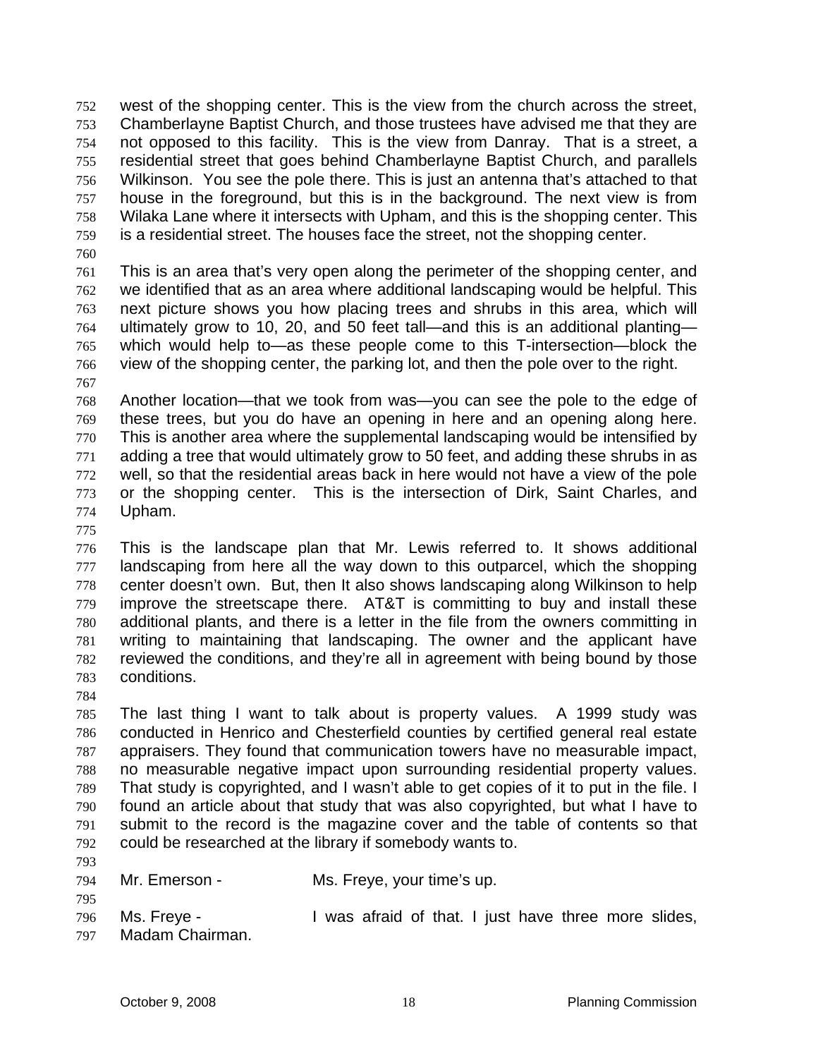west of the shopping center. This is the view from the church across the street, Chamberlayne Baptist Church, and those trustees have advised me that they are not opposed to this facility. This is the view from Danray. That is a street, a residential street that goes behind Chamberlayne Baptist Church, and parallels Wilkinson. You see the pole there. This is just an antenna that's attached to that house in the foreground, but this is in the background. The next view is from Wilaka Lane where it intersects with Upham, and this is the shopping center. This is a residential street. The houses face the street, not the shopping center.

This is an area that's very open along the perimeter of the shopping center, and we identified that as an area where additional landscaping would be helpful. This next picture shows you how placing trees and shrubs in this area, which will ultimately grow to 10, 20, and 50 feet tall—and this is an additional planting—which would help to—as these people come to this T-intersection—block the view of the shopping center, the parking lot, and then the pole over to the right.

Another location—that we took from was—you can see the pole to the edge of these trees, but you do have an opening in here and an opening along here. This is another area where the supplemental landscaping would be intensified by adding a tree that would ultimately grow to 50 feet, and adding these shrubs in as well, so that the residential areas back in here would not have a view of the pole or the shopping center. This is the intersection of Dirk, Saint Charles, and Upham.

This is the landscape plan that Mr. Lewis referred to. It shows additional landscaping from here all the way down to this outparcel, which the shopping center doesn't own. But, then It also shows landscaping along Wilkinson to help improve the streetscape there. AT&T is committing to buy and install these additional plants, and there is a letter in the file from the owners committing in writing to maintaining that landscaping. The owner and the applicant have reviewed the conditions, and they're all in agreement with being bound by those conditions.

The last thing I want to talk about is property values. A 1999 study was conducted in Henrico and Chesterfield counties by certified general real estate appraisers. They found that communication towers have no measurable impact, no measurable negative impact upon surrounding residential property values. That study is copyrighted, and I wasn't able to get copies of it to put in the file. I found an article about that study that was also copyrighted, but what I have to submit to the record is the magazine cover and the table of contents so that could be researched at the library if somebody wants to.

Mr. Emerson - Ms. Freye, your time's up.

Ms. Freye - I was afraid of that. I just have three more slides, Madam Chairman.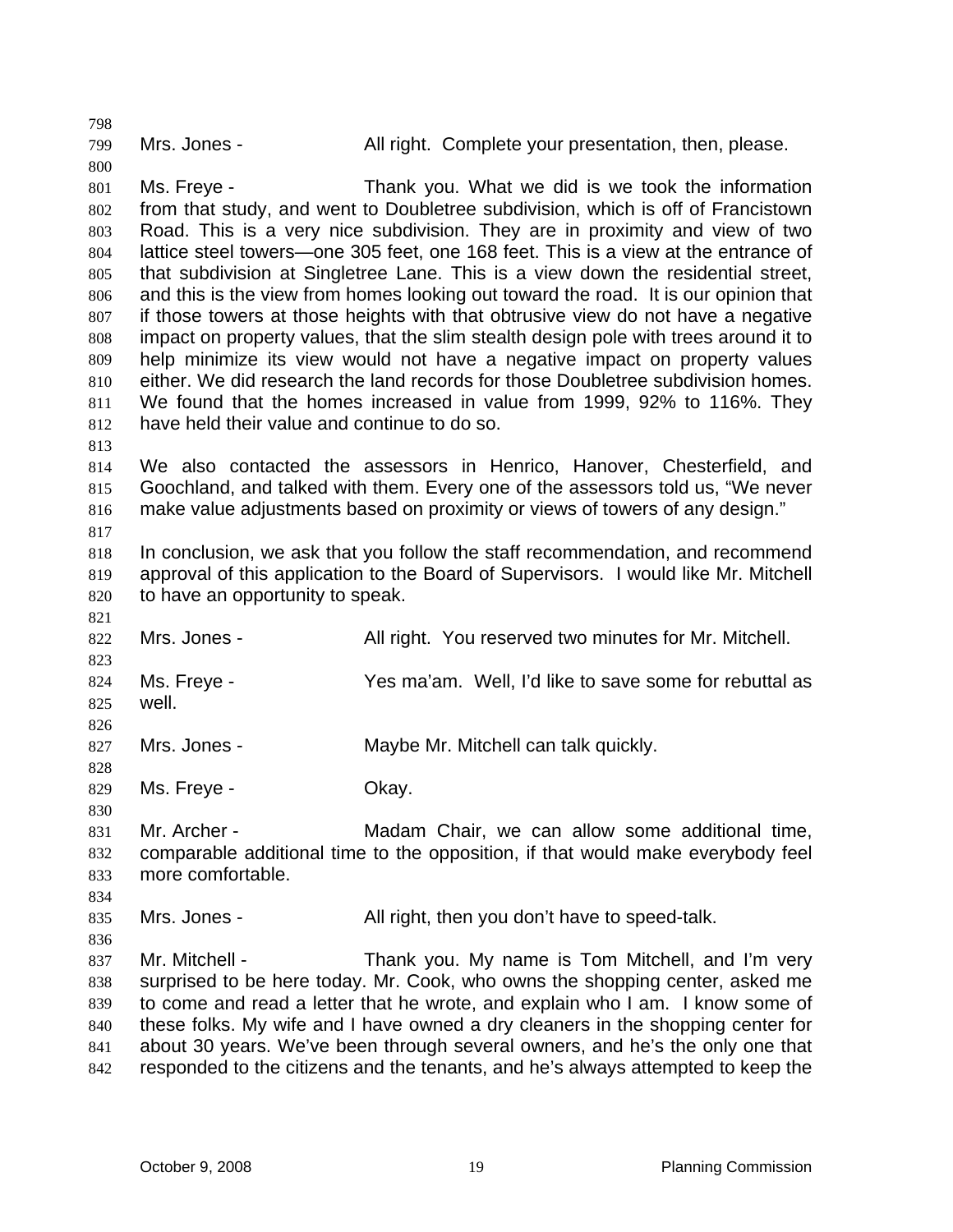Mrs. Jones - All right. Complete your presentation, then, please.

Ms. Freye - Thank you. What we did is we took the information from that study, and went to Doubletree subdivision, which is off of Francistown Road. This is a very nice subdivision. They are in proximity and view of two lattice steel towers—one 305 feet, one 168 feet. This is a view at the entrance of that subdivision at Singletree Lane. This is a view down the residential street, and this is the view from homes looking out toward the road. It is our opinion that if those towers at those heights with that obtrusive view do not have a negative impact on property values, that the slim stealth design pole with trees around it to help minimize its view would not have a negative impact on property values either. We did research the land records for those Doubletree subdivision homes. We found that the homes increased in value from 1999, 92% to 116%. They have held their value and continue to do so.

We also contacted the assessors in Henrico, Hanover, Chesterfield, and Goochland, and talked with them. Every one of the assessors told us, "We never make value adjustments based on proximity or views of towers of any design."

In conclusion, we ask that you follow the staff recommendation, and recommend approval of this application to the Board of Supervisors. I would like Mr. Mitchell to have an opportunity to speak.

Mrs. Jones - All right. You reserved two minutes for Mr. Mitchell.

Ms. Freye - Yes ma'am. Well, I'd like to save some for rebuttal as well.

Mrs. Jones - Maybe Mr. Mitchell can talk quickly.

Ms. Freye - Okay.

Mr. Archer - Madam Chair, we can allow some additional time, comparable additional time to the opposition, if that would make everybody feel more comfortable.

Mrs. Jones - All right, then you don't have to speed-talk.

Mr. Mitchell - Thank you. My name is Tom Mitchell, and I'm very surprised to be here today. Mr. Cook, who owns the shopping center, asked me to come and read a letter that he wrote, and explain who I am. I know some of these folks. My wife and I have owned a dry cleaners in the shopping center for about 30 years. We've been through several owners, and he's the only one that responded to the citizens and the tenants, and he's always attempted to keep the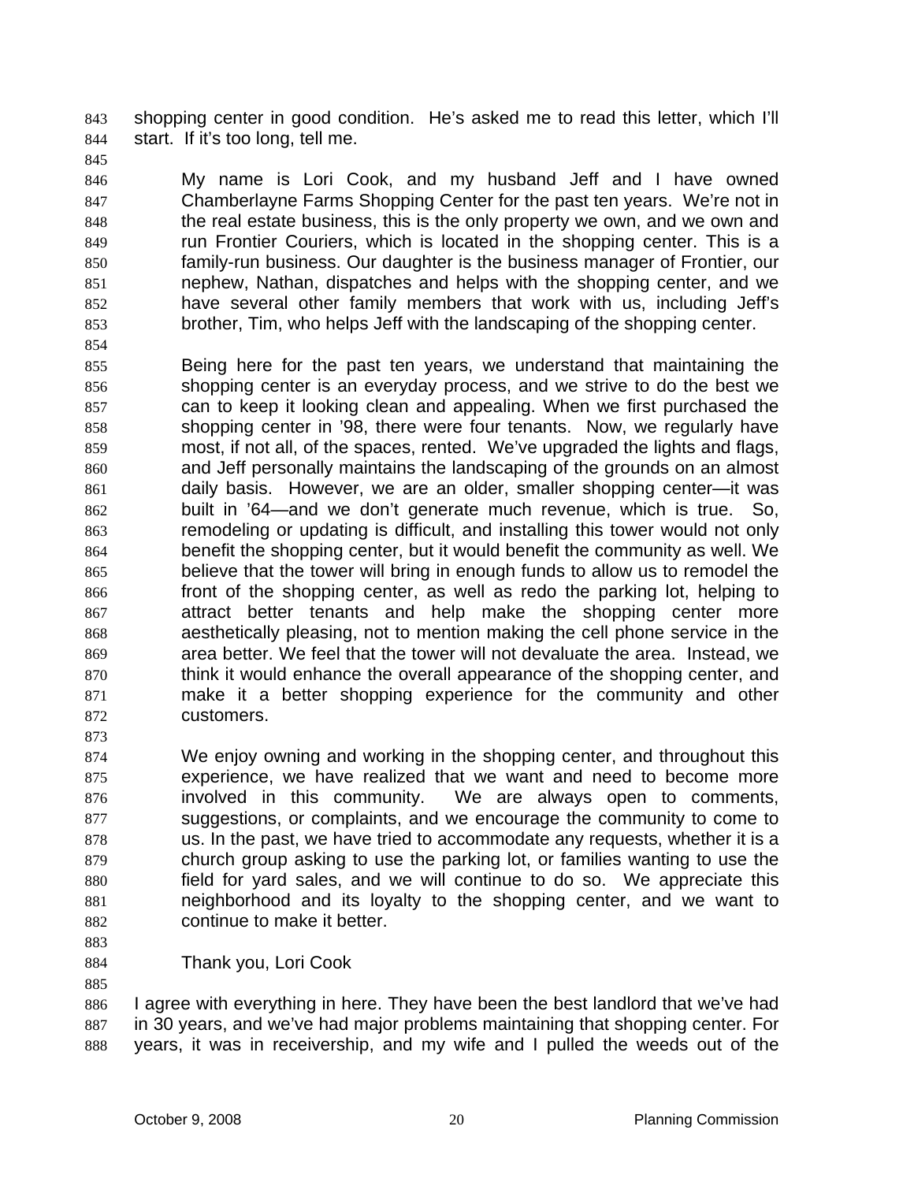shopping center in good condition. He's asked me to read this letter, which I'll start. If it's too long, tell me.

> My name is Lori Cook, and my husband Jeff and I have owned Chamberlayne Farms Shopping Center for the past ten years. We're not in the real estate business, this is the only property we own, and we own and run Frontier Couriers, which is located in the shopping center. This is a family-run business. Our daughter is the business manager of Frontier, our nephew, Nathan, dispatches and helps with the shopping center, and we have several other family members that work with us, including Jeff's brother, Tim, who helps Jeff with the landscaping of the shopping center.
>
> Being here for the past ten years, we understand that maintaining the shopping center is an everyday process, and we strive to do the best we can to keep it looking clean and appealing. When we first purchased the shopping center in '98, there were four tenants. Now, we regularly have most, if not all, of the spaces, rented. We've upgraded the lights and flags, and Jeff personally maintains the landscaping of the grounds on an almost daily basis. However, we are an older, smaller shopping center—it was built in '64—and we don't generate much revenue, which is true. So, remodeling or updating is difficult, and installing this tower would not only benefit the shopping center, but it would benefit the community as well. We believe that the tower will bring in enough funds to allow us to remodel the front of the shopping center, as well as redo the parking lot, helping to attract better tenants and help make the shopping center more aesthetically pleasing, not to mention making the cell phone service in the area better. We feel that the tower will not devaluate the area. Instead, we think it would enhance the overall appearance of the shopping center, and make it a better shopping experience for the community and other customers.
>
> We enjoy owning and working in the shopping center, and throughout this experience, we have realized that we want and need to become more involved in this community. We are always open to comments, suggestions, or complaints, and we encourage the community to come to us. In the past, we have tried to accommodate any requests, whether it is a church group asking to use the parking lot, or families wanting to use the field for yard sales, and we will continue to do so. We appreciate this neighborhood and its loyalty to the shopping center, and we want to continue to make it better.
>
> Thank you, Lori Cook

I agree with everything in here. They have been the best landlord that we've had in 30 years, and we've had major problems maintaining that shopping center. For years, it was in receivership, and my wife and I pulled the weeds out of the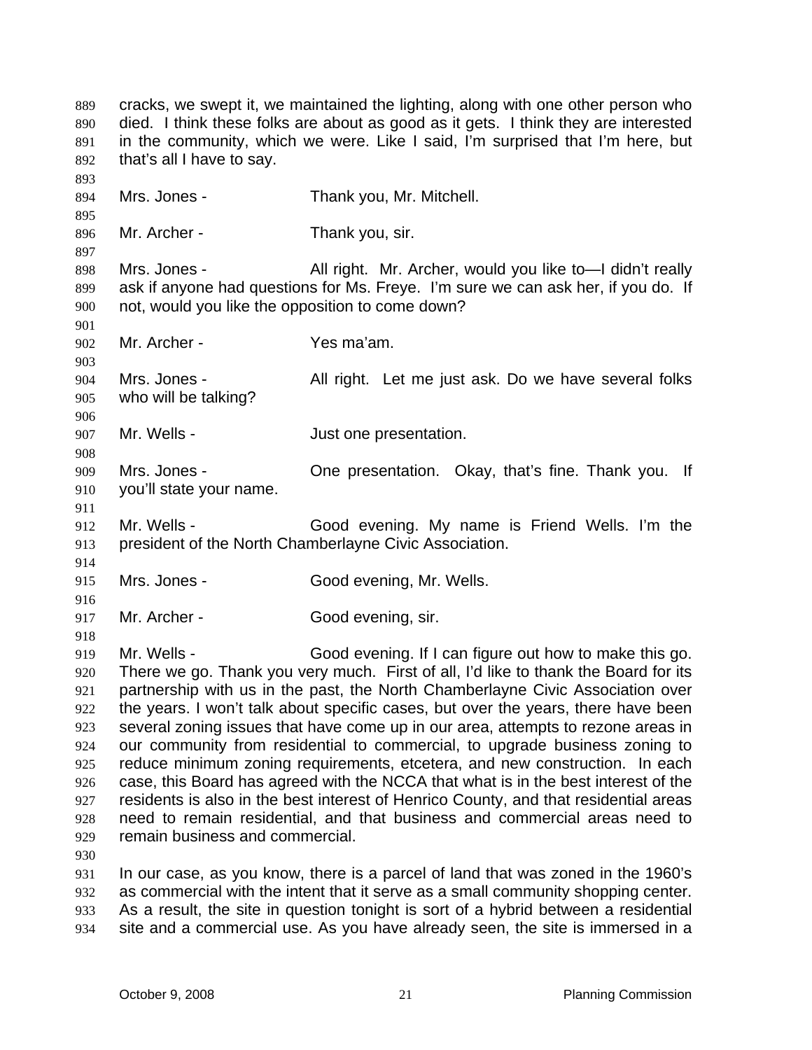cracks, we swept it, we maintained the lighting, along with one other person who died. I think these folks are about as good as it gets. I think they are interested in the community, which we were. Like I said, I'm surprised that I'm here, but that's all I have to say.

Mrs. Jones - Thank you, Mr. Mitchell.

Mr. Archer - Thank you, sir.

Mrs. Jones - All right. Mr. Archer, would you like to—I didn't really ask if anyone had questions for Ms. Freye. I'm sure we can ask her, if you do. If not, would you like the opposition to come down?

Mr. Archer - Yes ma'am.

Mrs. Jones - All right. Let me just ask. Do we have several folks who will be talking?

Mr. Wells - Just one presentation.

Mrs. Jones - One presentation. Okay, that's fine. Thank you. If you'll state your name.

Mr. Wells - Good evening. My name is Friend Wells. I'm the president of the North Chamberlayne Civic Association.

Mrs. Jones - Good evening, Mr. Wells.

Mr. Archer - Good evening, sir.

Mr. Wells - Good evening. If I can figure out how to make this go. There we go. Thank you very much. First of all, I'd like to thank the Board for its partnership with us in the past, the North Chamberlayne Civic Association over the years. I won't talk about specific cases, but over the years, there have been several zoning issues that have come up in our area, attempts to rezone areas in our community from residential to commercial, to upgrade business zoning to reduce minimum zoning requirements, etcetera, and new construction. In each case, this Board has agreed with the NCCA that what is in the best interest of the residents is also in the best interest of Henrico County, and that residential areas need to remain residential, and that business and commercial areas need to remain business and commercial.

In our case, as you know, there is a parcel of land that was zoned in the 1960's as commercial with the intent that it serve as a small community shopping center. As a result, the site in question tonight is sort of a hybrid between a residential site and a commercial use. As you have already seen, the site is immersed in a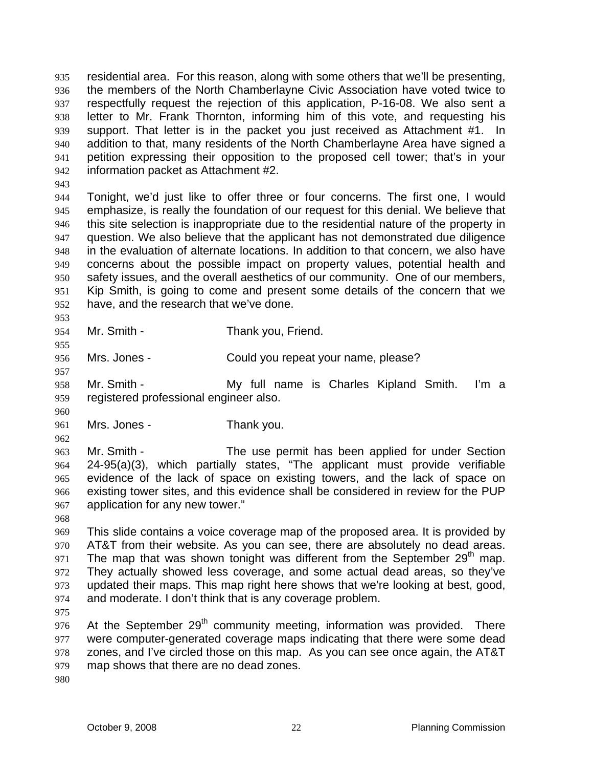residential area. For this reason, along with some others that we'll be presenting, the members of the North Chamberlayne Civic Association have voted twice to respectfully request the rejection of this application, P-16-08. We also sent a letter to Mr. Frank Thornton, informing him of this vote, and requesting his support. That letter is in the packet you just received as Attachment #1. In addition to that, many residents of the North Chamberlayne Area have signed a petition expressing their opposition to the proposed cell tower; that's in your information packet as Attachment #2.

Tonight, we'd just like to offer three or four concerns. The first one, I would emphasize, is really the foundation of our request for this denial. We believe that this site selection is inappropriate due to the residential nature of the property in question. We also believe that the applicant has not demonstrated due diligence in the evaluation of alternate locations. In addition to that concern, we also have concerns about the possible impact on property values, potential health and safety issues, and the overall aesthetics of our community. One of our members, Kip Smith, is going to come and present some details of the concern that we have, and the research that we've done.

Mr. Smith - Thank you, Friend.

Mrs. Jones - Could you repeat your name, please?

Mr. Smith - My full name is Charles Kipland Smith. I'm a registered professional engineer also.

Mrs. Jones - Thank you.

Mr. Smith - The use permit has been applied for under Section 24-95(a)(3), which partially states, "The applicant must provide verifiable evidence of the lack of space on existing towers, and the lack of space on existing tower sites, and this evidence shall be considered in review for the PUP application for any new tower."

This slide contains a voice coverage map of the proposed area. It is provided by AT&T from their website. As you can see, there are absolutely no dead areas. The map that was shown tonight was different from the September 29th map. They actually showed less coverage, and some actual dead areas, so they've updated their maps. This map right here shows that we're looking at best, good, and moderate. I don't think that is any coverage problem.

At the September 29th community meeting, information was provided. There were computer-generated coverage maps indicating that there were some dead zones, and I've circled those on this map. As you can see once again, the AT&T map shows that there are no dead zones.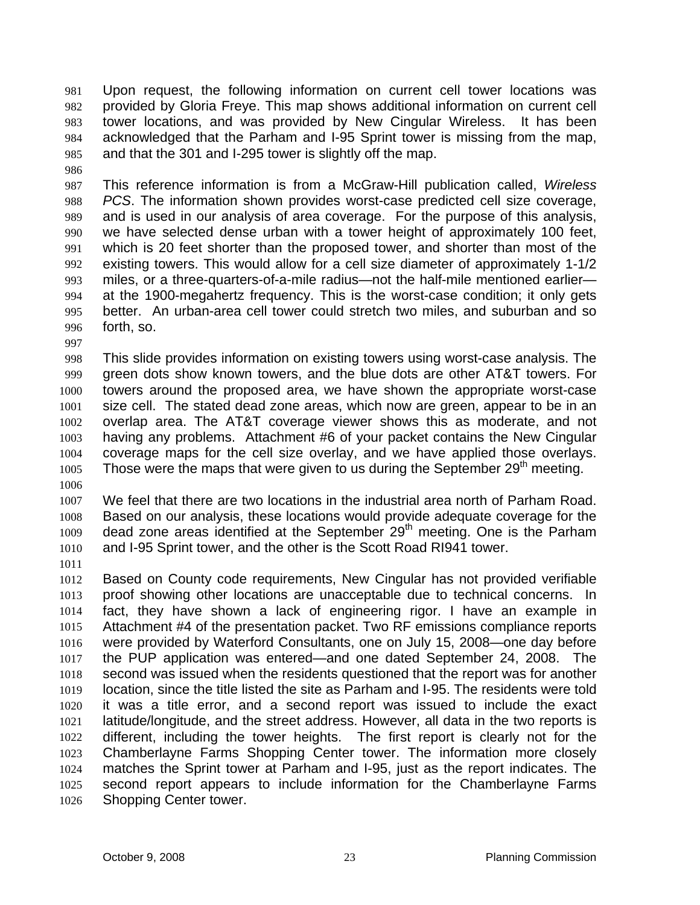Upon request, the following information on current cell tower locations was provided by Gloria Freye. This map shows additional information on current cell tower locations, and was provided by New Cingular Wireless. It has been acknowledged that the Parham and I-95 Sprint tower is missing from the map, and that the 301 and I-295 tower is slightly off the map.

This reference information is from a McGraw-Hill publication called, *Wireless PCS*. The information shown provides worst-case predicted cell size coverage, and is used in our analysis of area coverage. For the purpose of this analysis, we have selected dense urban with a tower height of approximately 100 feet, which is 20 feet shorter than the proposed tower, and shorter than most of the existing towers. This would allow for a cell size diameter of approximately 1-1/2 miles, or a three-quarters-of-a-mile radius—not the half-mile mentioned earlier—at the 1900-megahertz frequency. This is the worst-case condition; it only gets better. An urban-area cell tower could stretch two miles, and suburban and so forth, so.

This slide provides information on existing towers using worst-case analysis. The green dots show known towers, and the blue dots are other AT&T towers. For towers around the proposed area, we have shown the appropriate worst-case size cell. The stated dead zone areas, which now are green, appear to be in an overlap area. The AT&T coverage viewer shows this as moderate, and not having any problems. Attachment #6 of your packet contains the New Cingular coverage maps for the cell size overlay, and we have applied those overlays. Those were the maps that were given to us during the September 29th meeting.

We feel that there are two locations in the industrial area north of Parham Road. Based on our analysis, these locations would provide adequate coverage for the dead zone areas identified at the September 29th meeting. One is the Parham and I-95 Sprint tower, and the other is the Scott Road RI941 tower.

Based on County code requirements, New Cingular has not provided verifiable proof showing other locations are unacceptable due to technical concerns. In fact, they have shown a lack of engineering rigor. I have an example in Attachment #4 of the presentation packet. Two RF emissions compliance reports were provided by Waterford Consultants, one on July 15, 2008—one day before the PUP application was entered—and one dated September 24, 2008. The second was issued when the residents questioned that the report was for another location, since the title listed the site as Parham and I-95. The residents were told it was a title error, and a second report was issued to include the exact latitude/longitude, and the street address. However, all data in the two reports is different, including the tower heights. The first report is clearly not for the Chamberlayne Farms Shopping Center tower. The information more closely matches the Sprint tower at Parham and I-95, just as the report indicates. The second report appears to include information for the Chamberlayne Farms Shopping Center tower.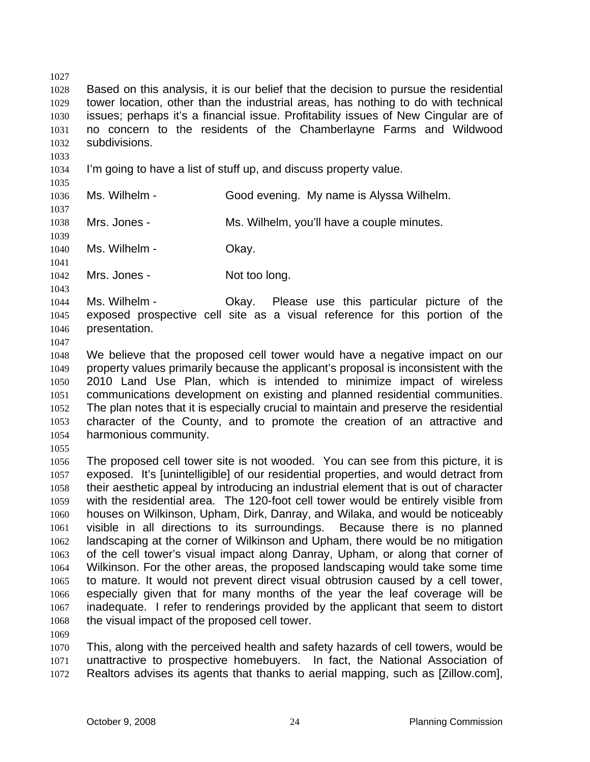Based on this analysis, it is our belief that the decision to pursue the residential tower location, other than the industrial areas, has nothing to do with technical issues; perhaps it's a financial issue. Profitability issues of New Cingular are of no concern to the residents of the Chamberlayne Farms and Wildwood subdivisions.

I'm going to have a list of stuff up, and discuss property value.

Ms. Wilhelm - Good evening. My name is Alyssa Wilhelm.

Mrs. Jones - Ms. Wilhelm, you'll have a couple minutes.

Ms. Wilhelm - Okay.

Mrs. Jones - Not too long.

Ms. Wilhelm - Okay. Please use this particular picture of the exposed prospective cell site as a visual reference for this portion of the presentation.

We believe that the proposed cell tower would have a negative impact on our property values primarily because the applicant's proposal is inconsistent with the 2010 Land Use Plan, which is intended to minimize impact of wireless communications development on existing and planned residential communities. The plan notes that it is especially crucial to maintain and preserve the residential character of the County, and to promote the creation of an attractive and harmonious community.

The proposed cell tower site is not wooded. You can see from this picture, it is exposed. It's [unintelligible] of our residential properties, and would detract from their aesthetic appeal by introducing an industrial element that is out of character with the residential area. The 120-foot cell tower would be entirely visible from houses on Wilkinson, Upham, Dirk, Danray, and Wilaka, and would be noticeably visible in all directions to its surroundings. Because there is no planned landscaping at the corner of Wilkinson and Upham, there would be no mitigation of the cell tower's visual impact along Danray, Upham, or along that corner of Wilkinson. For the other areas, the proposed landscaping would take some time to mature. It would not prevent direct visual obtrusion caused by a cell tower, especially given that for many months of the year the leaf coverage will be inadequate. I refer to renderings provided by the applicant that seem to distort the visual impact of the proposed cell tower.

This, along with the perceived health and safety hazards of cell towers, would be unattractive to prospective homebuyers. In fact, the National Association of Realtors advises its agents that thanks to aerial mapping, such as [Zillow.com],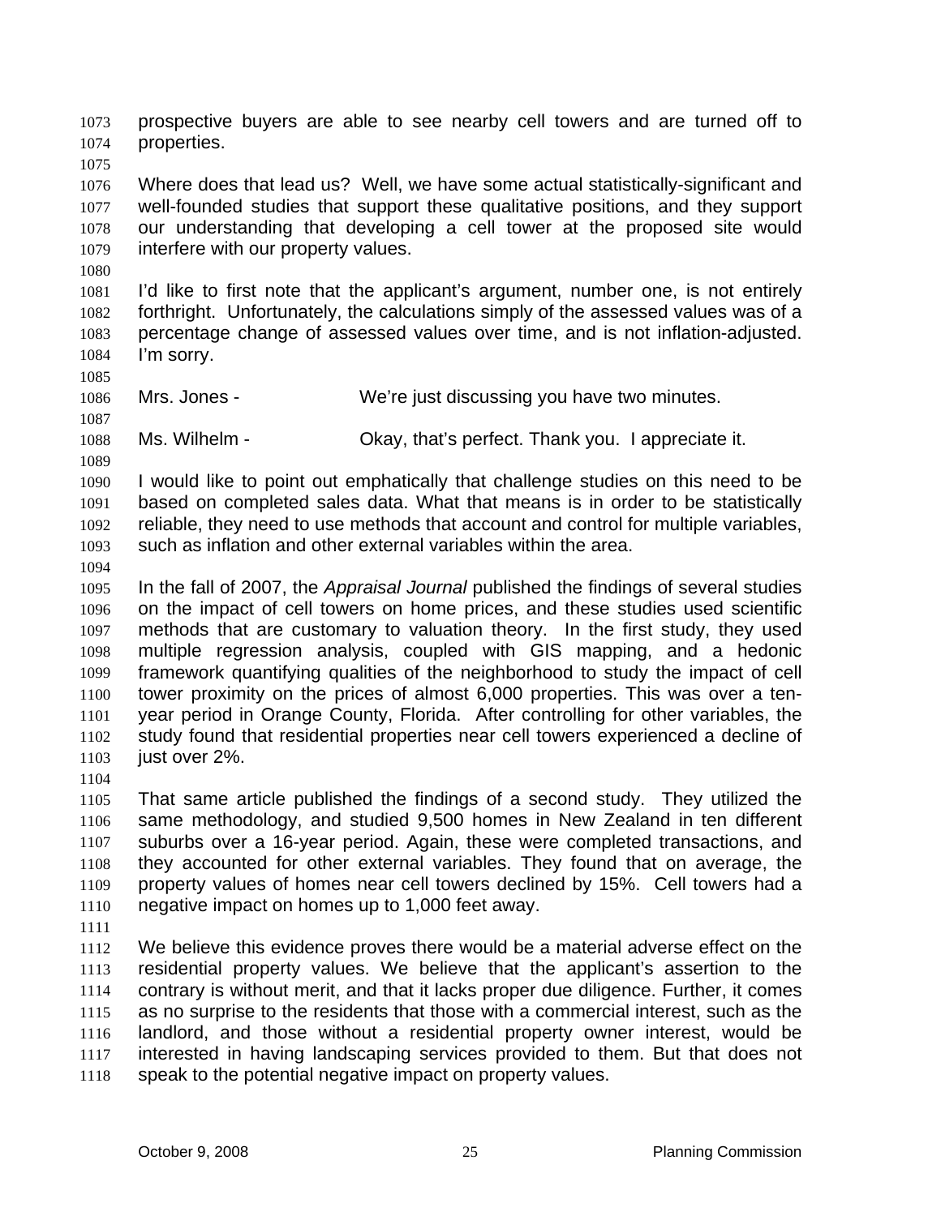prospective buyers are able to see nearby cell towers and are turned off to properties.

Where does that lead us? Well, we have some actual statistically-significant and well-founded studies that support these qualitative positions, and they support our understanding that developing a cell tower at the proposed site would interfere with our property values.

I'd like to first note that the applicant's argument, number one, is not entirely forthright. Unfortunately, the calculations simply of the assessed values was of a percentage change of assessed values over time, and is not inflation-adjusted. I'm sorry.

Mrs. Jones - We're just discussing you have two minutes.

Ms. Wilhelm - Okay, that's perfect. Thank you. I appreciate it.

I would like to point out emphatically that challenge studies on this need to be based on completed sales data. What that means is in order to be statistically reliable, they need to use methods that account and control for multiple variables, such as inflation and other external variables within the area.

In the fall of 2007, the *Appraisal Journal* published the findings of several studies on the impact of cell towers on home prices, and these studies used scientific methods that are customary to valuation theory. In the first study, they used multiple regression analysis, coupled with GIS mapping, and a hedonic framework quantifying qualities of the neighborhood to study the impact of cell tower proximity on the prices of almost 6,000 properties. This was over a ten-year period in Orange County, Florida. After controlling for other variables, the study found that residential properties near cell towers experienced a decline of just over 2%.

That same article published the findings of a second study. They utilized the same methodology, and studied 9,500 homes in New Zealand in ten different suburbs over a 16-year period. Again, these were completed transactions, and they accounted for other external variables. They found that on average, the property values of homes near cell towers declined by 15%. Cell towers had a negative impact on homes up to 1,000 feet away.

We believe this evidence proves there would be a material adverse effect on the residential property values. We believe that the applicant's assertion to the contrary is without merit, and that it lacks proper due diligence. Further, it comes as no surprise to the residents that those with a commercial interest, such as the landlord, and those without a residential property owner interest, would be interested in having landscaping services provided to them. But that does not speak to the potential negative impact on property values.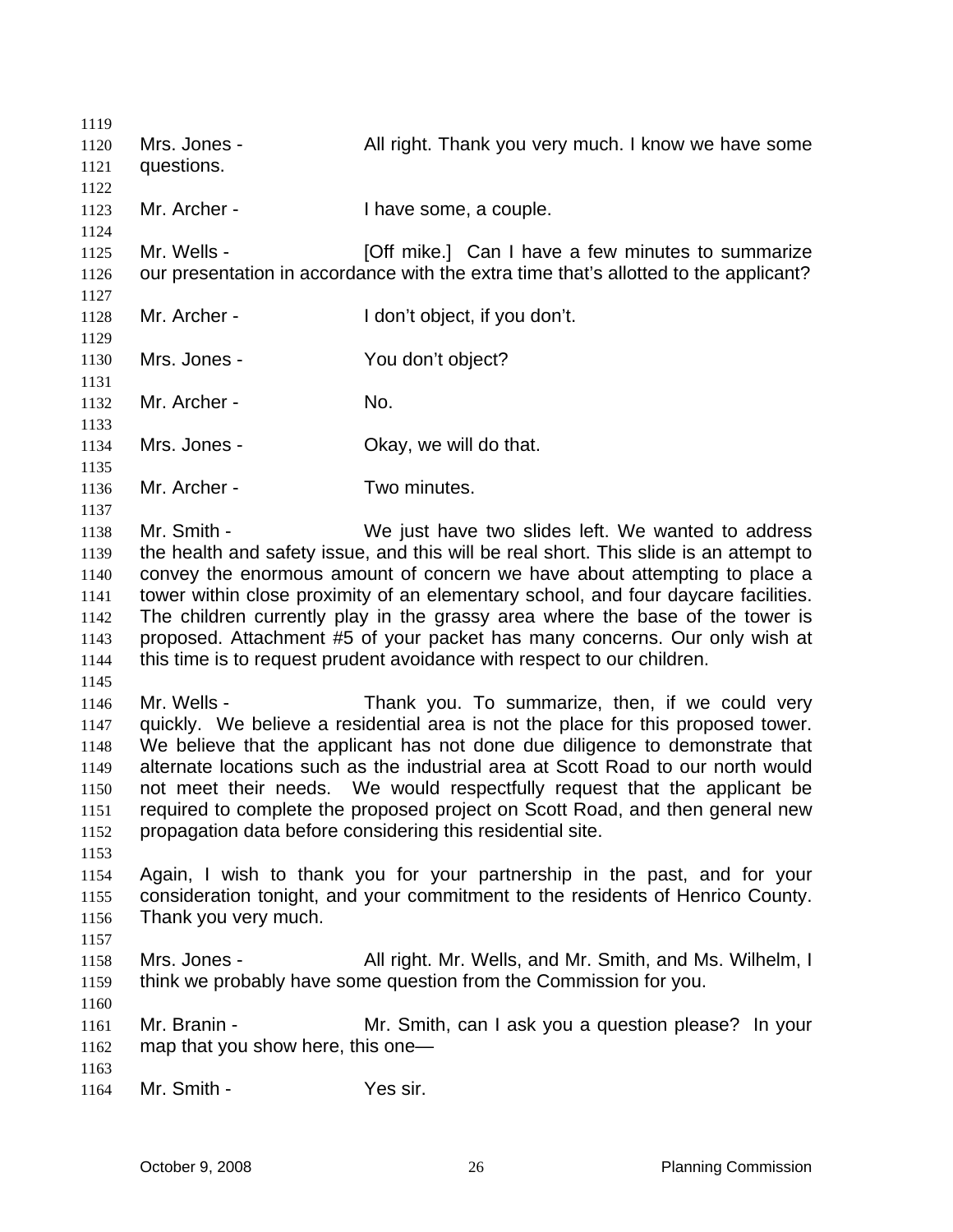Mrs. Jones - All right. Thank you very much. I know we have some questions.

Mr. Archer - I have some, a couple.

Mr. Wells - [Off mike.] Can I have a few minutes to summarize our presentation in accordance with the extra time that's allotted to the applicant?

Mr. Archer - I don't object, if you don't.

Mrs. Jones - You don't object?

Mr. Archer - No.

Mrs. Jones - Okay, we will do that.

Mr. Archer - Two minutes.

Mr. Smith - We just have two slides left. We wanted to address the health and safety issue, and this will be real short. This slide is an attempt to convey the enormous amount of concern we have about attempting to place a tower within close proximity of an elementary school, and four daycare facilities. The children currently play in the grassy area where the base of the tower is proposed. Attachment #5 of your packet has many concerns. Our only wish at this time is to request prudent avoidance with respect to our children.

Mr. Wells - Thank you. To summarize, then, if we could very quickly. We believe a residential area is not the place for this proposed tower. We believe that the applicant has not done due diligence to demonstrate that alternate locations such as the industrial area at Scott Road to our north would not meet their needs. We would respectfully request that the applicant be required to complete the proposed project on Scott Road, and then general new propagation data before considering this residential site.

Again, I wish to thank you for your partnership in the past, and for your consideration tonight, and your commitment to the residents of Henrico County. Thank you very much.

Mrs. Jones - All right. Mr. Wells, and Mr. Smith, and Ms. Wilhelm, I think we probably have some question from the Commission for you.

Mr. Branin - Mr. Smith, can I ask you a question please? In your map that you show here, this one—

Mr. Smith - Yes sir.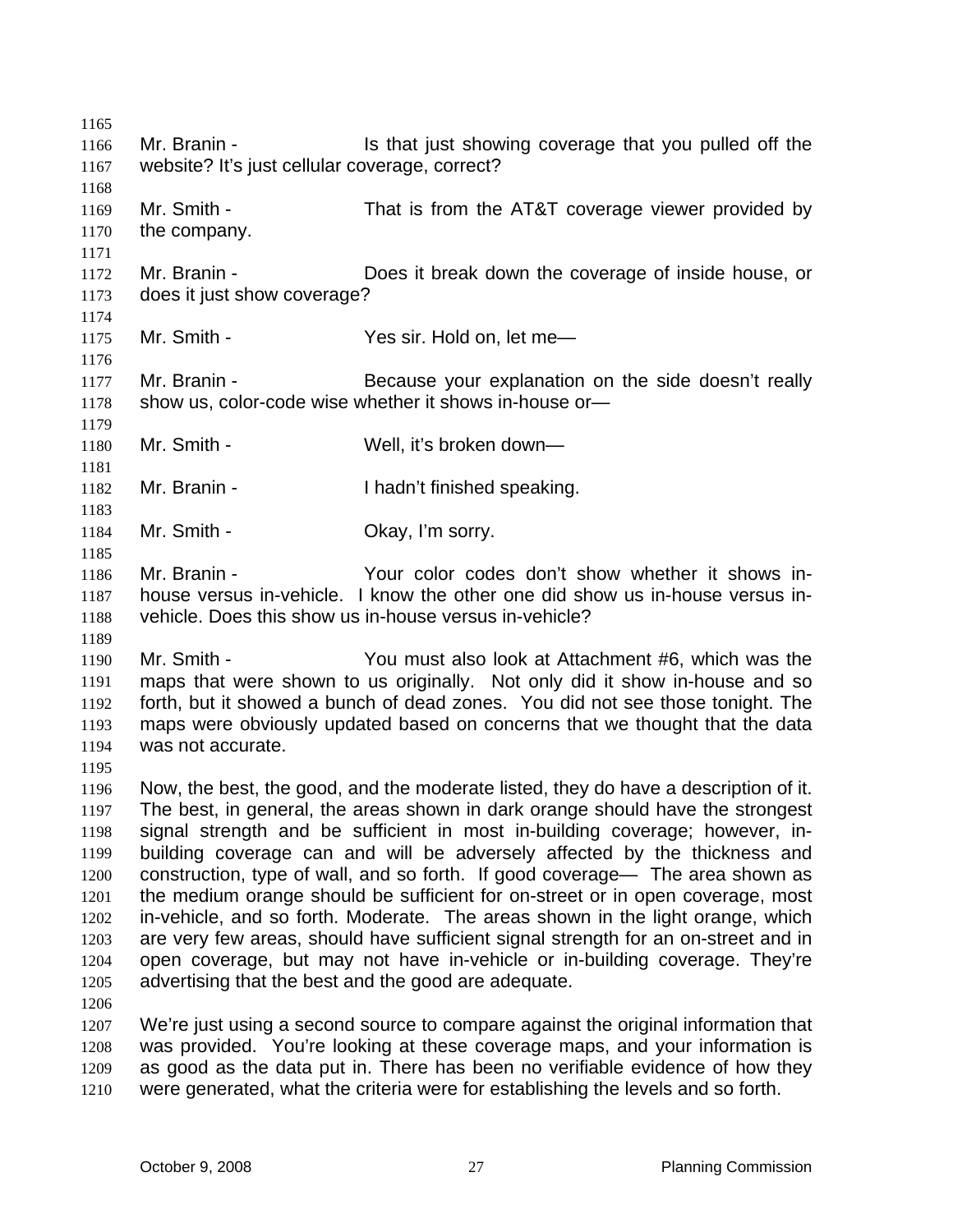Mr. Branin - Is that just showing coverage that you pulled off the website? It's just cellular coverage, correct?

Mr. Smith - That is from the AT&T coverage viewer provided by the company.

Mr. Branin - Does it break down the coverage of inside house, or does it just show coverage?

Mr. Smith - Yes sir. Hold on, let me—

Mr. Branin - Because your explanation on the side doesn't really show us, color-code wise whether it shows in-house or—

Mr. Smith - Well, it's broken down—

Mr. Branin - I hadn't finished speaking.

Mr. Smith - Okay, I'm sorry.

Mr. Branin - Your color codes don't show whether it shows in-house versus in-vehicle. I know the other one did show us in-house versus in-vehicle. Does this show us in-house versus in-vehicle?

Mr. Smith - You must also look at Attachment #6, which was the maps that were shown to us originally. Not only did it show in-house and so forth, but it showed a bunch of dead zones. You did not see those tonight. The maps were obviously updated based on concerns that we thought that the data was not accurate.

Now, the best, the good, and the moderate listed, they do have a description of it. The best, in general, the areas shown in dark orange should have the strongest signal strength and be sufficient in most in-building coverage; however, in-building coverage can and will be adversely affected by the thickness and construction, type of wall, and so forth. If good coverage— The area shown as the medium orange should be sufficient for on-street or in open coverage, most in-vehicle, and so forth. Moderate. The areas shown in the light orange, which are very few areas, should have sufficient signal strength for an on-street and in open coverage, but may not have in-vehicle or in-building coverage. They're advertising that the best and the good are adequate.

We're just using a second source to compare against the original information that was provided. You're looking at these coverage maps, and your information is as good as the data put in. There has been no verifiable evidence of how they were generated, what the criteria were for establishing the levels and so forth.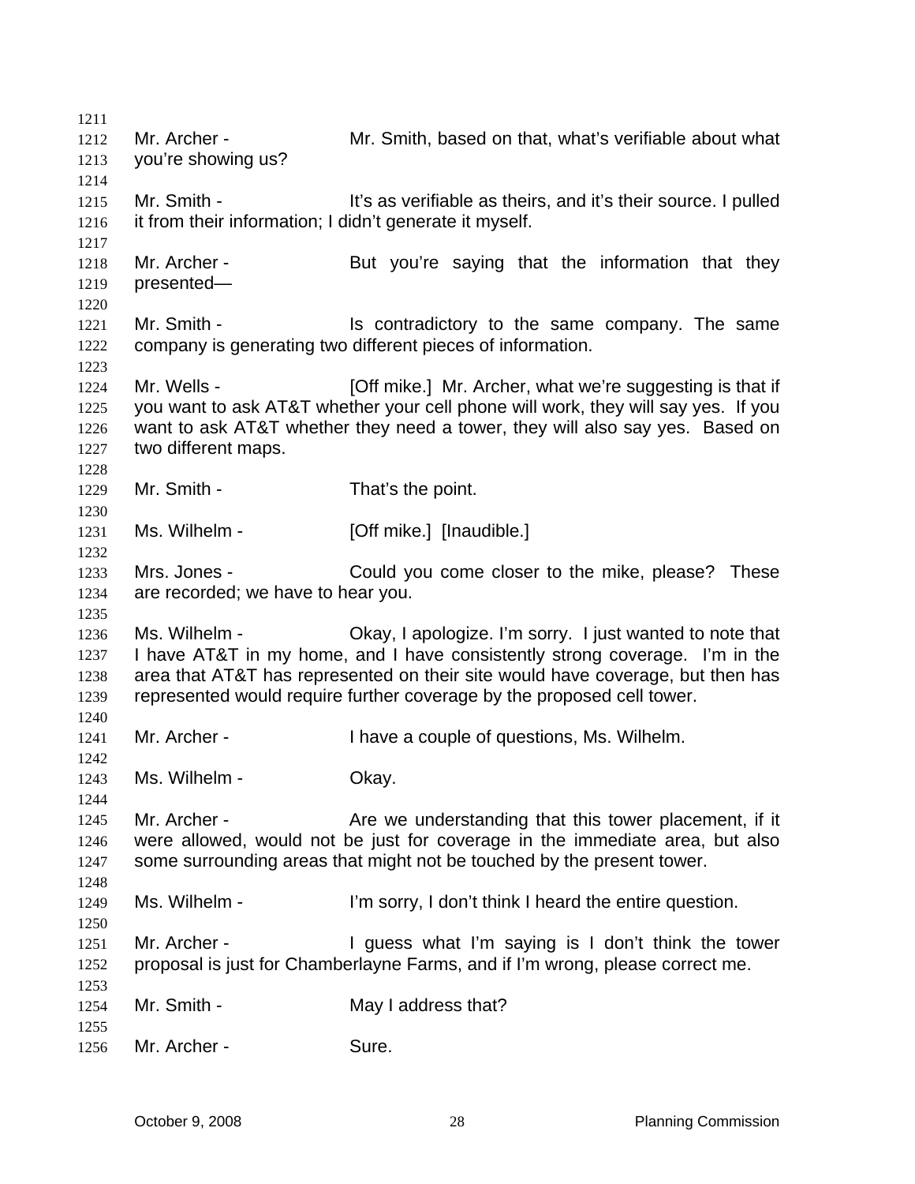Mr. Archer - Mr. Smith, based on that, what's verifiable about what you're showing us?

Mr. Smith - It's as verifiable as theirs, and it's their source. I pulled it from their information; I didn't generate it myself.

Mr. Archer - But you're saying that the information that they presented—

Mr. Smith - Is contradictory to the same company. The same company is generating two different pieces of information.

Mr. Wells - [Off mike.] Mr. Archer, what we're suggesting is that if you want to ask AT&T whether your cell phone will work, they will say yes. If you want to ask AT&T whether they need a tower, they will also say yes. Based on two different maps.

Mr. Smith - That's the point.

Ms. Wilhelm - [Off mike.] [Inaudible.]

Mrs. Jones - Could you come closer to the mike, please? These are recorded; we have to hear you.

Ms. Wilhelm - Okay, I apologize. I'm sorry. I just wanted to note that I have AT&T in my home, and I have consistently strong coverage. I'm in the area that AT&T has represented on their site would have coverage, but then has represented would require further coverage by the proposed cell tower.

Mr. Archer - I have a couple of questions, Ms. Wilhelm.

Ms. Wilhelm - Okay.

Mr. Archer - Are we understanding that this tower placement, if it were allowed, would not be just for coverage in the immediate area, but also some surrounding areas that might not be touched by the present tower.

Ms. Wilhelm - I'm sorry, I don't think I heard the entire question.

Mr. Archer - I guess what I'm saying is I don't think the tower proposal is just for Chamberlayne Farms, and if I'm wrong, please correct me.

Mr. Smith - May I address that?

Mr. Archer - Sure.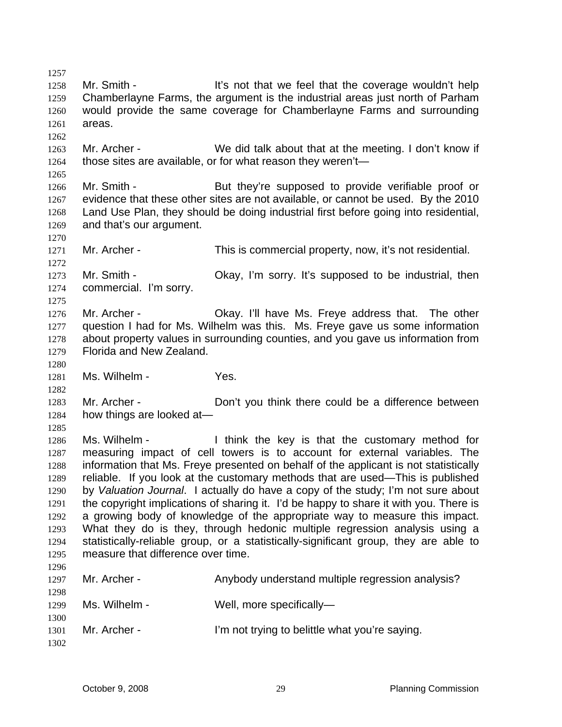Mr. Smith - It's not that we feel that the coverage wouldn't help Chamberlayne Farms, the argument is the industrial areas just north of Parham would provide the same coverage for Chamberlayne Farms and surrounding areas.

Mr. Archer - We did talk about that at the meeting. I don't know if those sites are available, or for what reason they weren't—

Mr. Smith - But they're supposed to provide verifiable proof or evidence that these other sites are not available, or cannot be used. By the 2010 Land Use Plan, they should be doing industrial first before going into residential, and that's our argument.

Mr. Archer - This is commercial property, now, it's not residential.

Mr. Smith - Okay, I'm sorry. It's supposed to be industrial, then commercial. I'm sorry.

Mr. Archer - Okay. I'll have Ms. Freye address that. The other question I had for Ms. Wilhelm was this. Ms. Freye gave us some information about property values in surrounding counties, and you gave us information from Florida and New Zealand.

Ms. Wilhelm - Yes.

Mr. Archer - Don't you think there could be a difference between how things are looked at—

Ms. Wilhelm - I think the key is that the customary method for measuring impact of cell towers is to account for external variables. The information that Ms. Freye presented on behalf of the applicant is not statistically reliable. If you look at the customary methods that are used—This is published by *Valuation Journal*. I actually do have a copy of the study; I'm not sure about the copyright implications of sharing it. I'd be happy to share it with you. There is a growing body of knowledge of the appropriate way to measure this impact. What they do is they, through hedonic multiple regression analysis using a statistically-reliable group, or a statistically-significant group, they are able to measure that difference over time.

Mr. Archer - Anybody understand multiple regression analysis?

Ms. Wilhelm - Well, more specifically—

Mr. Archer - I'm not trying to belittle what you're saying.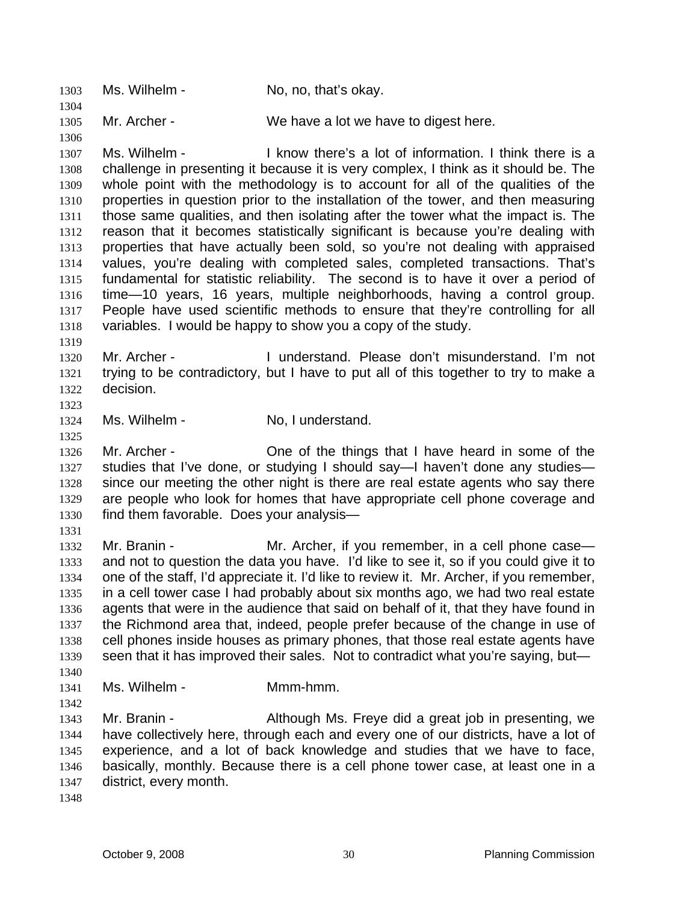1303 Ms. Wilhelm - No, no, that's okay.

1304

1305 Mr. Archer - We have a lot we have to digest here.

1306

1307 Ms. Wilhelm - I know there's a lot of information. I think there is a
1308 challenge in presenting it because it is very complex, I think as it should be. The
1309 whole point with the methodology is to account for all of the qualities of the
1310 properties in question prior to the installation of the tower, and then measuring
1311 those same qualities, and then isolating after the tower what the impact is. The
1312 reason that it becomes statistically significant is because you're dealing with
1313 properties that have actually been sold, so you're not dealing with appraised
1314 values, you're dealing with completed sales, completed transactions. That's
1315 fundamental for statistic reliability. The second is to have it over a period of
1316 time—10 years, 16 years, multiple neighborhoods, having a control group.
1317 People have used scientific methods to ensure that they're controlling for all
1318 variables. I would be happy to show you a copy of the study.

1319

1320 Mr. Archer - I understand. Please don't misunderstand. I'm not
1321 trying to be contradictory, but I have to put all of this together to try to make a
1322 decision.

1323

1324 Ms. Wilhelm - No, I understand.

1325

1326 Mr. Archer - One of the things that I have heard in some of the
1327 studies that I've done, or studying I should say—I haven't done any studies—
1328 since our meeting the other night is there are real estate agents who say there
1329 are people who look for homes that have appropriate cell phone coverage and
1330 find them favorable. Does your analysis—

1331

1332 Mr. Branin - Mr. Archer, if you remember, in a cell phone case—
1333 and not to question the data you have. I'd like to see it, so if you could give it to
1334 one of the staff, I'd appreciate it. I'd like to review it. Mr. Archer, if you remember,
1335 in a cell tower case I had probably about six months ago, we had two real estate
1336 agents that were in the audience that said on behalf of it, that they have found in
1337 the Richmond area that, indeed, people prefer because of the change in use of
1338 cell phones inside houses as primary phones, that those real estate agents have
1339 seen that it has improved their sales. Not to contradict what you're saying, but—

1340

1341 Ms. Wilhelm - Mmm-hmm.

1342

1343 Mr. Branin - Although Ms. Freye did a great job in presenting, we
1344 have collectively here, through each and every one of our districts, have a lot of
1345 experience, and a lot of back knowledge and studies that we have to face,
1346 basically, monthly. Because there is a cell phone tower case, at least one in a
1347 district, every month.

1348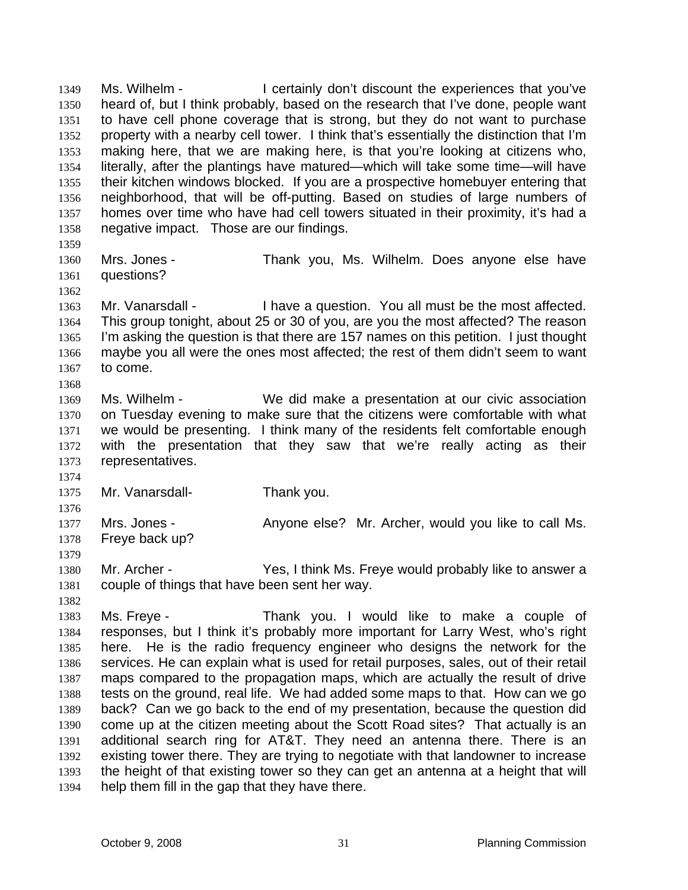1349 Ms. Wilhelm - I certainly don't discount the experiences that you've
1350 heard of, but I think probably, based on the research that I've done, people want
1351 to have cell phone coverage that is strong, but they do not want to purchase
1352 property with a nearby cell tower. I think that's essentially the distinction that I'm
1353 making here, that we are making here, is that you're looking at citizens who,
1354 literally, after the plantings have matured—which will take some time—will have
1355 their kitchen windows blocked. If you are a prospective homebuyer entering that
1356 neighborhood, that will be off-putting. Based on studies of large numbers of
1357 homes over time who have had cell towers situated in their proximity, it's had a
1358 negative impact. Those are our findings.
1359
1360 Mrs. Jones - Thank you, Ms. Wilhelm. Does anyone else have
1361 questions?
1362
1363 Mr. Vanarsdall - I have a question. You all must be the most affected.
1364 This group tonight, about 25 or 30 of you, are you the most affected? The reason
1365 I'm asking the question is that there are 157 names on this petition. I just thought
1366 maybe you all were the ones most affected; the rest of them didn't seem to want
1367 to come.
1368
1369 Ms. Wilhelm - We did make a presentation at our civic association
1370 on Tuesday evening to make sure that the citizens were comfortable with what
1371 we would be presenting. I think many of the residents felt comfortable enough
1372 with the presentation that they saw that we're really acting as their
1373 representatives.
1374
1375 Mr. Vanarsdall- Thank you.
1376
1377 Mrs. Jones - Anyone else? Mr. Archer, would you like to call Ms.
1378 Freye back up?
1379
1380 Mr. Archer - Yes, I think Ms. Freye would probably like to answer a
1381 couple of things that have been sent her way.
1382
1383 Ms. Freye - Thank you. I would like to make a couple of
1384 responses, but I think it's probably more important for Larry West, who's right
1385 here. He is the radio frequency engineer who designs the network for the
1386 services. He can explain what is used for retail purposes, sales, out of their retail
1387 maps compared to the propagation maps, which are actually the result of drive
1388 tests on the ground, real life. We had added some maps to that. How can we go
1389 back? Can we go back to the end of my presentation, because the question did
1390 come up at the citizen meeting about the Scott Road sites? That actually is an
1391 additional search ring for AT&T. They need an antenna there. There is an
1392 existing tower there. They are trying to negotiate with that landowner to increase
1393 the height of that existing tower so they can get an antenna at a height that will
1394 help them fill in the gap that they have there.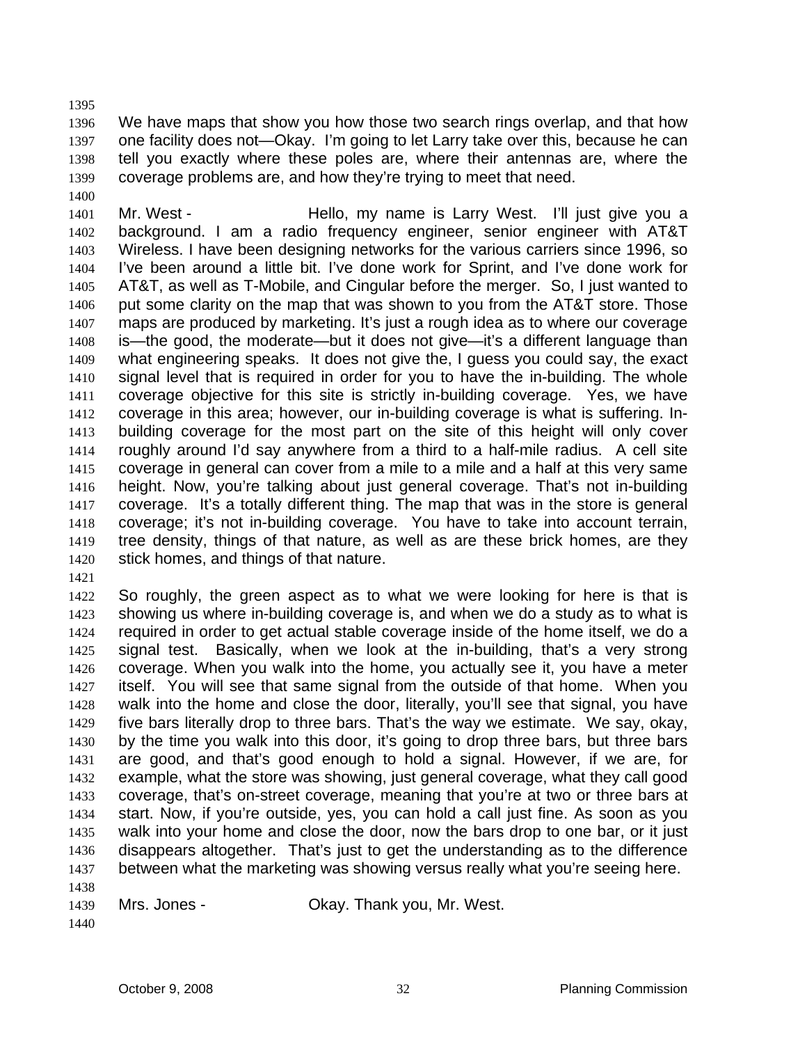We have maps that show you how those two search rings overlap, and that how one facility does not—Okay. I'm going to let Larry take over this, because he can tell you exactly where these poles are, where their antennas are, where the coverage problems are, and how they're trying to meet that need.

Mr. West - Hello, my name is Larry West. I'll just give you a background. I am a radio frequency engineer, senior engineer with AT&T Wireless. I have been designing networks for the various carriers since 1996, so I've been around a little bit. I've done work for Sprint, and I've done work for AT&T, as well as T-Mobile, and Cingular before the merger. So, I just wanted to put some clarity on the map that was shown to you from the AT&T store. Those maps are produced by marketing. It's just a rough idea as to where our coverage is—the good, the moderate—but it does not give—it's a different language than what engineering speaks. It does not give the, I guess you could say, the exact signal level that is required in order for you to have the in-building. The whole coverage objective for this site is strictly in-building coverage. Yes, we have coverage in this area; however, our in-building coverage is what is suffering. In-building coverage for the most part on the site of this height will only cover roughly around I'd say anywhere from a third to a half-mile radius. A cell site coverage in general can cover from a mile to a mile and a half at this very same height. Now, you're talking about just general coverage. That's not in-building coverage. It's a totally different thing. The map that was in the store is general coverage; it's not in-building coverage. You have to take into account terrain, tree density, things of that nature, as well as are these brick homes, are they stick homes, and things of that nature.

So roughly, the green aspect as to what we were looking for here is that is showing us where in-building coverage is, and when we do a study as to what is required in order to get actual stable coverage inside of the home itself, we do a signal test. Basically, when we look at the in-building, that's a very strong coverage. When you walk into the home, you actually see it, you have a meter itself. You will see that same signal from the outside of that home. When you walk into the home and close the door, literally, you'll see that signal, you have five bars literally drop to three bars. That's the way we estimate. We say, okay, by the time you walk into this door, it's going to drop three bars, but three bars are good, and that's good enough to hold a signal. However, if we are, for example, what the store was showing, just general coverage, what they call good coverage, that's on-street coverage, meaning that you're at two or three bars at start. Now, if you're outside, yes, you can hold a call just fine. As soon as you walk into your home and close the door, now the bars drop to one bar, or it just disappears altogether. That's just to get the understanding as to the difference between what the marketing was showing versus really what you're seeing here.

Mrs. Jones - Okay. Thank you, Mr. West.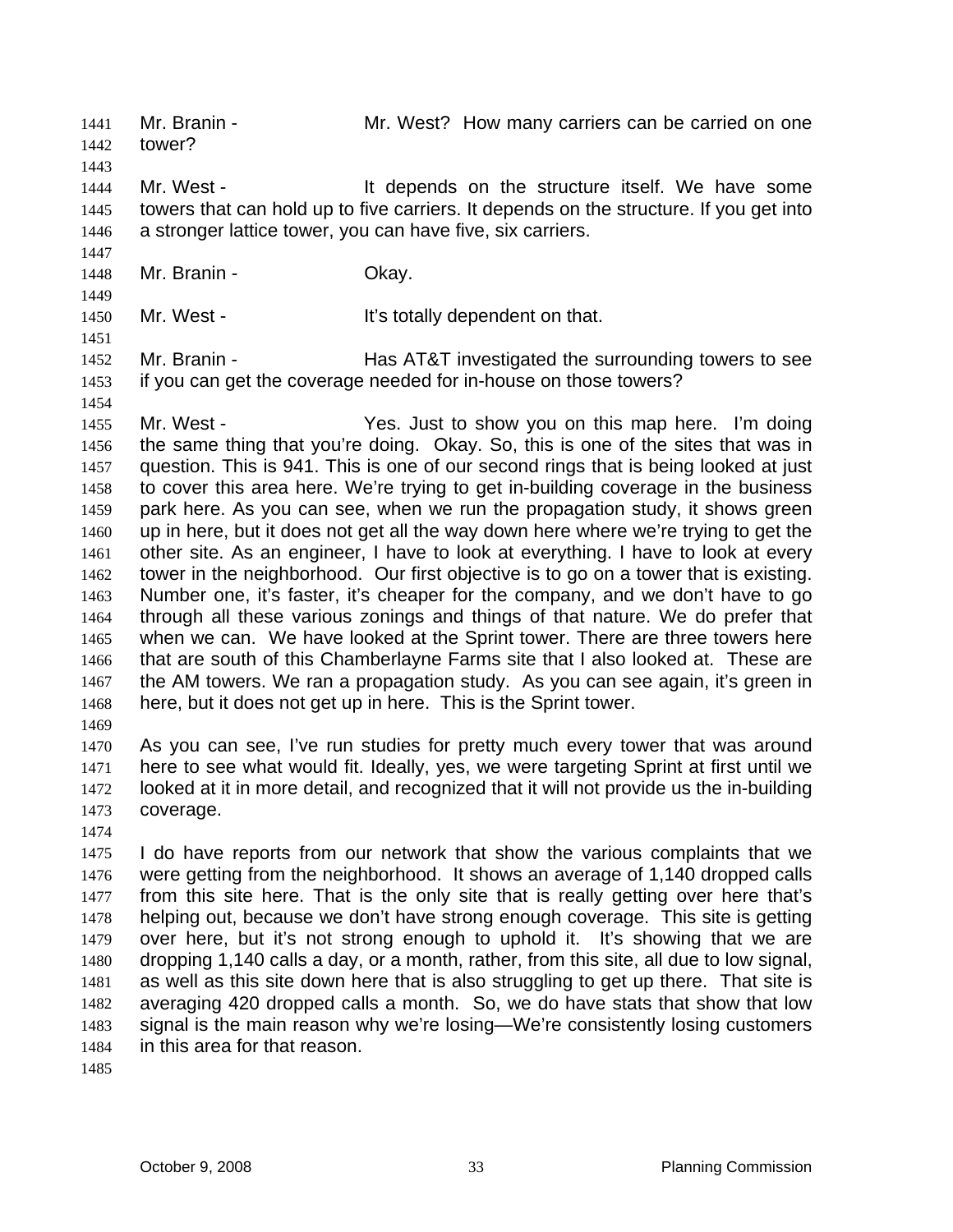Mr. Branin - Mr. West? How many carriers can be carried on one tower?

Mr. West - It depends on the structure itself. We have some towers that can hold up to five carriers. It depends on the structure. If you get into a stronger lattice tower, you can have five, six carriers.

Mr. Branin - Okay.

Mr. West - It's totally dependent on that.

Mr. Branin - Has AT&T investigated the surrounding towers to see if you can get the coverage needed for in-house on those towers?

Mr. West - Yes. Just to show you on this map here. I'm doing the same thing that you're doing. Okay. So, this is one of the sites that was in question. This is 941. This is one of our second rings that is being looked at just to cover this area here. We're trying to get in-building coverage in the business park here. As you can see, when we run the propagation study, it shows green up in here, but it does not get all the way down here where we're trying to get the other site. As an engineer, I have to look at everything. I have to look at every tower in the neighborhood. Our first objective is to go on a tower that is existing. Number one, it's faster, it's cheaper for the company, and we don't have to go through all these various zonings and things of that nature. We do prefer that when we can. We have looked at the Sprint tower. There are three towers here that are south of this Chamberlayne Farms site that I also looked at. These are the AM towers. We ran a propagation study. As you can see again, it's green in here, but it does not get up in here. This is the Sprint tower.

As you can see, I've run studies for pretty much every tower that was around here to see what would fit. Ideally, yes, we were targeting Sprint at first until we looked at it in more detail, and recognized that it will not provide us the in-building coverage.

I do have reports from our network that show the various complaints that we were getting from the neighborhood. It shows an average of 1,140 dropped calls from this site here. That is the only site that is really getting over here that's helping out, because we don't have strong enough coverage. This site is getting over here, but it's not strong enough to uphold it. It's showing that we are dropping 1,140 calls a day, or a month, rather, from this site, all due to low signal, as well as this site down here that is also struggling to get up there. That site is averaging 420 dropped calls a month. So, we do have stats that show that low signal is the main reason why we're losing—We're consistently losing customers in this area for that reason.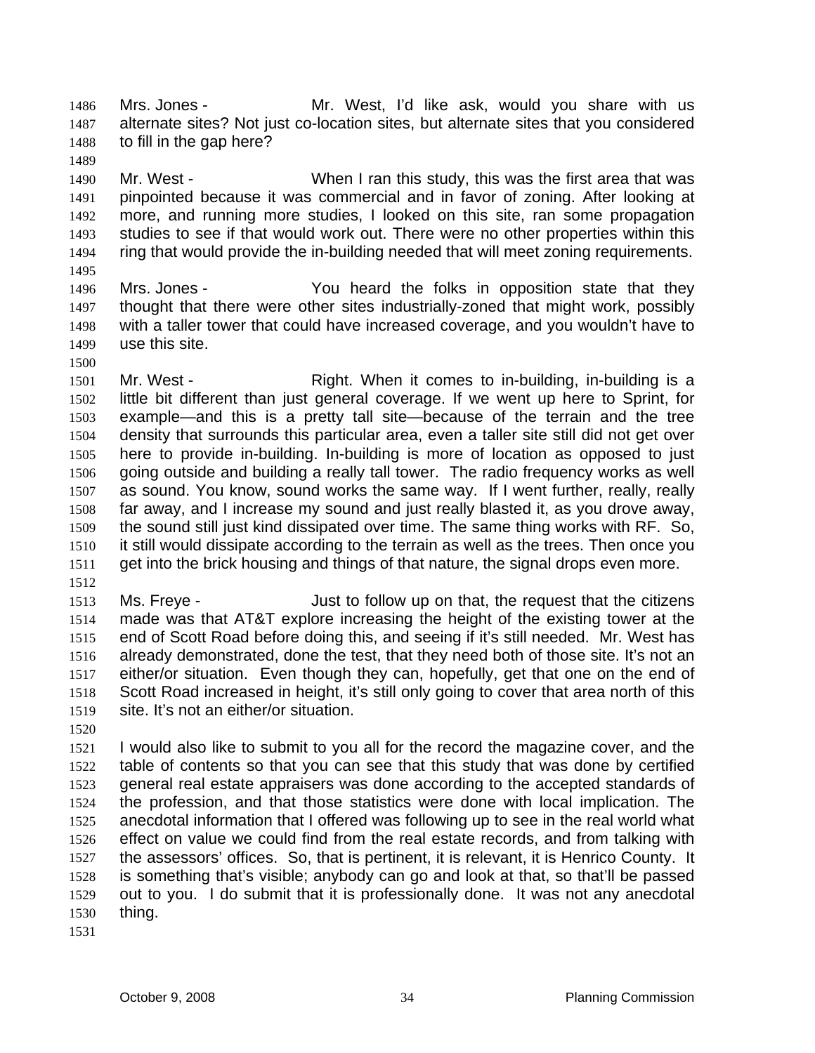Mrs. Jones - Mr. West, I'd like ask, would you share with us alternate sites? Not just co-location sites, but alternate sites that you considered to fill in the gap here?

Mr. West - When I ran this study, this was the first area that was pinpointed because it was commercial and in favor of zoning. After looking at more, and running more studies, I looked on this site, ran some propagation studies to see if that would work out. There were no other properties within this ring that would provide the in-building needed that will meet zoning requirements.

Mrs. Jones - You heard the folks in opposition state that they thought that there were other sites industrially-zoned that might work, possibly with a taller tower that could have increased coverage, and you wouldn't have to use this site.

Mr. West - Right. When it comes to in-building, in-building is a little bit different than just general coverage. If we went up here to Sprint, for example—and this is a pretty tall site—because of the terrain and the tree density that surrounds this particular area, even a taller site still did not get over here to provide in-building. In-building is more of location as opposed to just going outside and building a really tall tower. The radio frequency works as well as sound. You know, sound works the same way. If I went further, really, really far away, and I increase my sound and just really blasted it, as you drove away, the sound still just kind dissipated over time. The same thing works with RF. So, it still would dissipate according to the terrain as well as the trees. Then once you get into the brick housing and things of that nature, the signal drops even more.

Ms. Freye - Just to follow up on that, the request that the citizens made was that AT&T explore increasing the height of the existing tower at the end of Scott Road before doing this, and seeing if it's still needed. Mr. West has already demonstrated, done the test, that they need both of those site. It's not an either/or situation. Even though they can, hopefully, get that one on the end of Scott Road increased in height, it's still only going to cover that area north of this site. It's not an either/or situation.

I would also like to submit to you all for the record the magazine cover, and the table of contents so that you can see that this study that was done by certified general real estate appraisers was done according to the accepted standards of the profession, and that those statistics were done with local implication. The anecdotal information that I offered was following up to see in the real world what effect on value we could find from the real estate records, and from talking with the assessors' offices. So, that is pertinent, it is relevant, it is Henrico County. It is something that's visible; anybody can go and look at that, so that'll be passed out to you. I do submit that it is professionally done. It was not any anecdotal thing.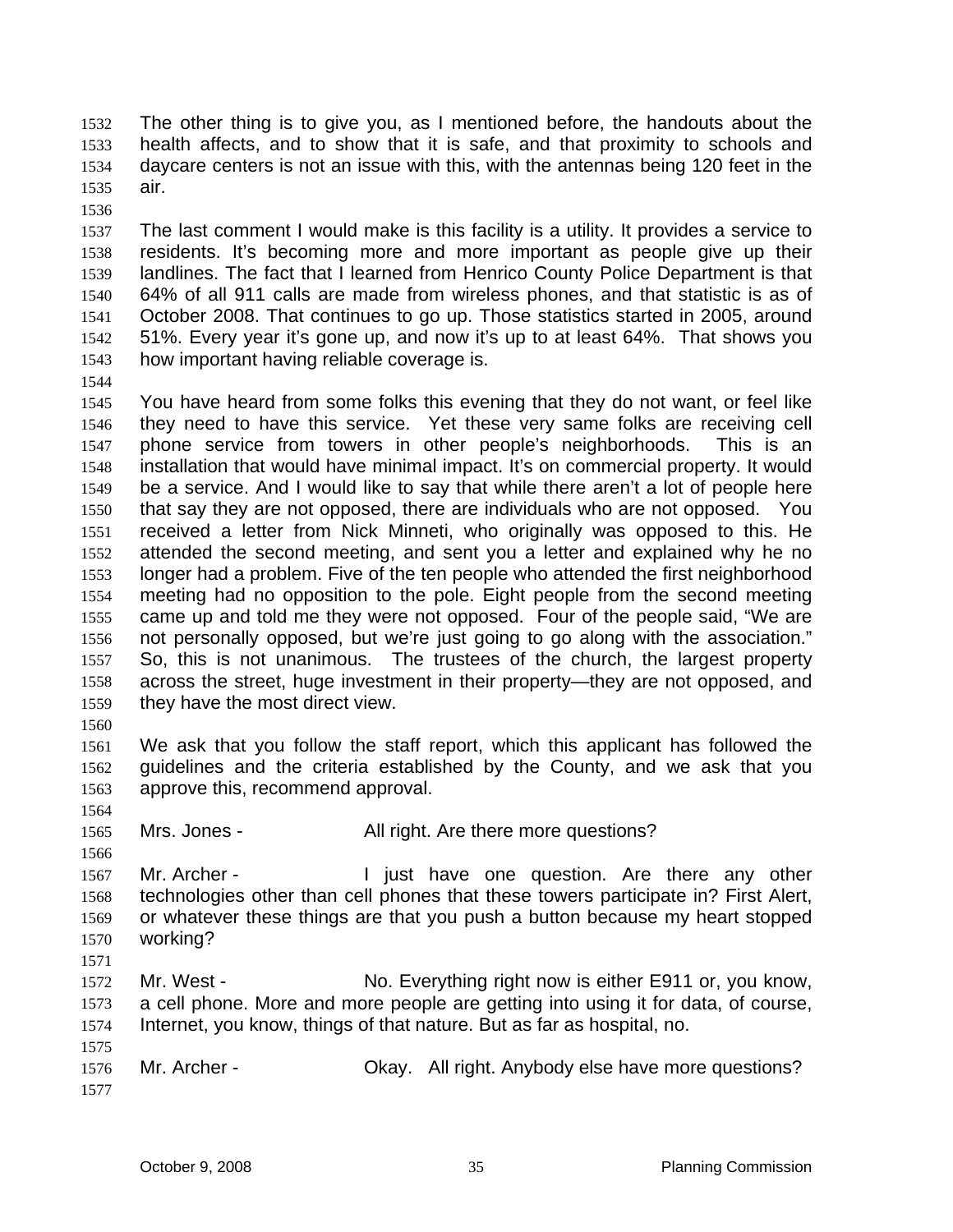The other thing is to give you, as I mentioned before, the handouts about the health affects, and to show that it is safe, and that proximity to schools and daycare centers is not an issue with this, with the antennas being 120 feet in the air.

The last comment I would make is this facility is a utility. It provides a service to residents. It's becoming more and more important as people give up their landlines. The fact that I learned from Henrico County Police Department is that 64% of all 911 calls are made from wireless phones, and that statistic is as of October 2008. That continues to go up. Those statistics started in 2005, around 51%. Every year it's gone up, and now it's up to at least 64%. That shows you how important having reliable coverage is.

You have heard from some folks this evening that they do not want, or feel like they need to have this service. Yet these very same folks are receiving cell phone service from towers in other people's neighborhoods. This is an installation that would have minimal impact. It's on commercial property. It would be a service. And I would like to say that while there aren't a lot of people here that say they are not opposed, there are individuals who are not opposed. You received a letter from Nick Minneti, who originally was opposed to this. He attended the second meeting, and sent you a letter and explained why he no longer had a problem. Five of the ten people who attended the first neighborhood meeting had no opposition to the pole. Eight people from the second meeting came up and told me they were not opposed. Four of the people said, "We are not personally opposed, but we're just going to go along with the association." So, this is not unanimous. The trustees of the church, the largest property across the street, huge investment in their property—they are not opposed, and they have the most direct view.

We ask that you follow the staff report, which this applicant has followed the guidelines and the criteria established by the County, and we ask that you approve this, recommend approval.

Mrs. Jones - All right. Are there more questions?

Mr. Archer - I just have one question. Are there any other technologies other than cell phones that these towers participate in? First Alert, or whatever these things are that you push a button because my heart stopped working?

Mr. West - No. Everything right now is either E911 or, you know, a cell phone. More and more people are getting into using it for data, of course, Internet, you know, things of that nature. But as far as hospital, no.

Mr. Archer - Okay. All right. Anybody else have more questions?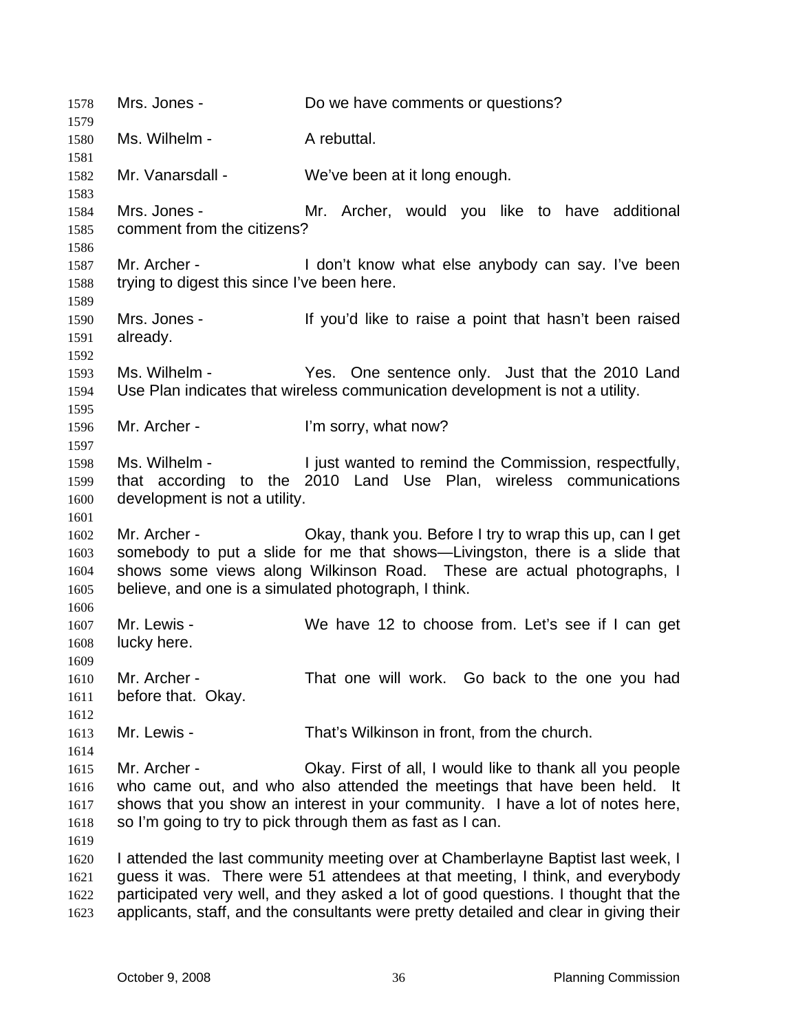Mrs. Jones - Do we have comments or questions?

Ms. Wilhelm - A rebuttal.

Mr. Vanarsdall - We've been at it long enough.

Mrs. Jones - Mr. Archer, would you like to have additional comment from the citizens?

Mr. Archer - I don't know what else anybody can say. I've been trying to digest this since I've been here.

Mrs. Jones - If you'd like to raise a point that hasn't been raised already.

Ms. Wilhelm - Yes. One sentence only. Just that the 2010 Land Use Plan indicates that wireless communication development is not a utility.

Mr. Archer - I'm sorry, what now?

Ms. Wilhelm - I just wanted to remind the Commission, respectfully, that according to the 2010 Land Use Plan, wireless communications development is not a utility.

Mr. Archer - Okay, thank you. Before I try to wrap this up, can I get somebody to put a slide for me that shows—Livingston, there is a slide that shows some views along Wilkinson Road. These are actual photographs, I believe, and one is a simulated photograph, I think.

Mr. Lewis - We have 12 to choose from. Let's see if I can get lucky here.

Mr. Archer - That one will work. Go back to the one you had before that. Okay.

Mr. Lewis - That's Wilkinson in front, from the church.

Mr. Archer - Okay. First of all, I would like to thank all you people who came out, and who also attended the meetings that have been held. It shows that you show an interest in your community. I have a lot of notes here, so I'm going to try to pick through them as fast as I can.

I attended the last community meeting over at Chamberlayne Baptist last week, I guess it was. There were 51 attendees at that meeting, I think, and everybody participated very well, and they asked a lot of good questions. I thought that the applicants, staff, and the consultants were pretty detailed and clear in giving their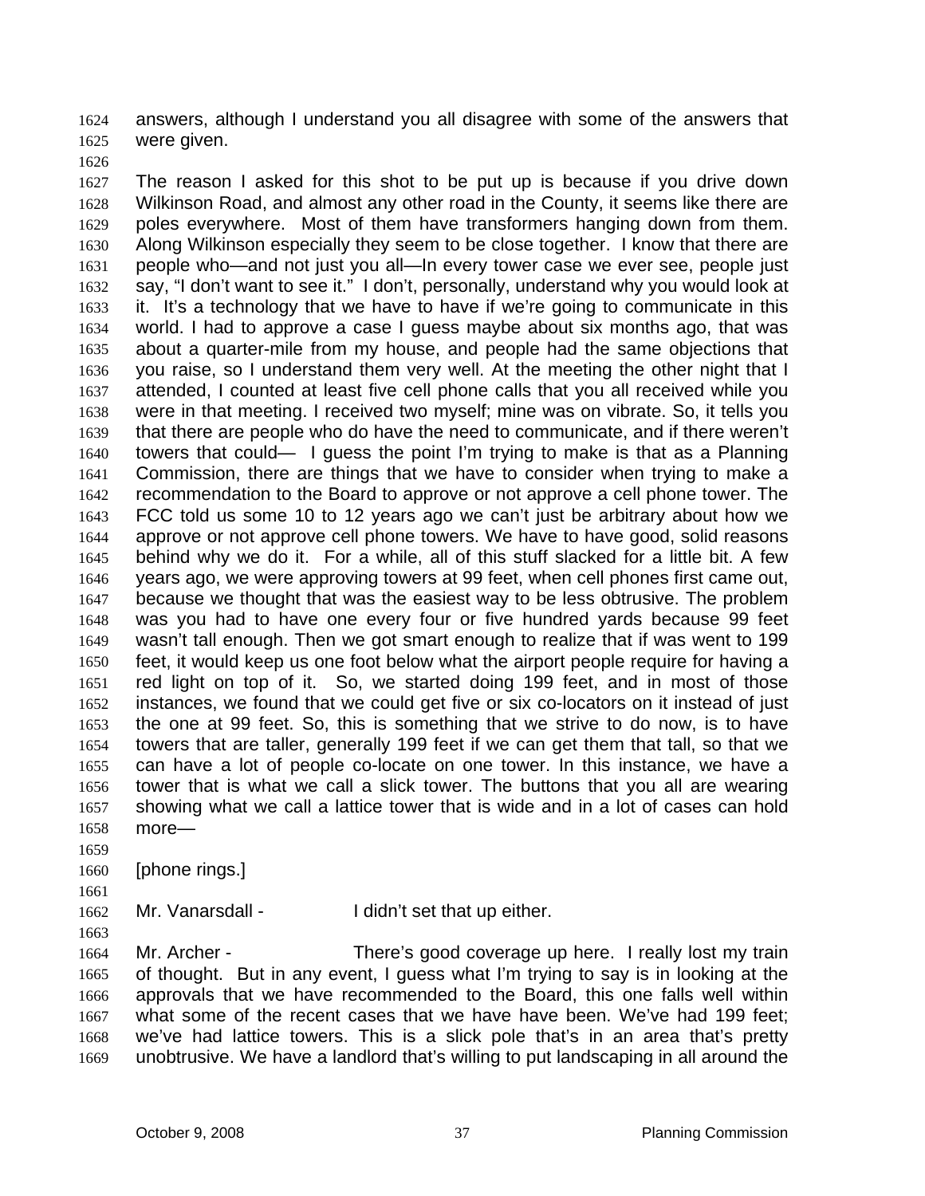answers, although I understand you all disagree with some of the answers that were given.

The reason I asked for this shot to be put up is because if you drive down Wilkinson Road, and almost any other road in the County, it seems like there are poles everywhere. Most of them have transformers hanging down from them. Along Wilkinson especially they seem to be close together. I know that there are people who—and not just you all—In every tower case we ever see, people just say, "I don't want to see it." I don't, personally, understand why you would look at it. It's a technology that we have to have if we're going to communicate in this world. I had to approve a case I guess maybe about six months ago, that was about a quarter-mile from my house, and people had the same objections that you raise, so I understand them very well. At the meeting the other night that I attended, I counted at least five cell phone calls that you all received while you were in that meeting. I received two myself; mine was on vibrate. So, it tells you that there are people who do have the need to communicate, and if there weren't towers that could— I guess the point I'm trying to make is that as a Planning Commission, there are things that we have to consider when trying to make a recommendation to the Board to approve or not approve a cell phone tower. The FCC told us some 10 to 12 years ago we can't just be arbitrary about how we approve or not approve cell phone towers. We have to have good, solid reasons behind why we do it. For a while, all of this stuff slacked for a little bit. A few years ago, we were approving towers at 99 feet, when cell phones first came out, because we thought that was the easiest way to be less obtrusive. The problem was you had to have one every four or five hundred yards because 99 feet wasn't tall enough. Then we got smart enough to realize that if was went to 199 feet, it would keep us one foot below what the airport people require for having a red light on top of it. So, we started doing 199 feet, and in most of those instances, we found that we could get five or six co-locators on it instead of just the one at 99 feet. So, this is something that we strive to do now, is to have towers that are taller, generally 199 feet if we can get them that tall, so that we can have a lot of people co-locate on one tower. In this instance, we have a tower that is what we call a slick tower. The buttons that you all are wearing showing what we call a lattice tower that is wide and in a lot of cases can hold more—

[phone rings.]

Mr. Vanarsdall - I didn't set that up either.

Mr. Archer - There's good coverage up here. I really lost my train of thought. But in any event, I guess what I'm trying to say is in looking at the approvals that we have recommended to the Board, this one falls well within what some of the recent cases that we have have been. We've had 199 feet; we've had lattice towers. This is a slick pole that's in an area that's pretty unobtrusive. We have a landlord that's willing to put landscaping in all around the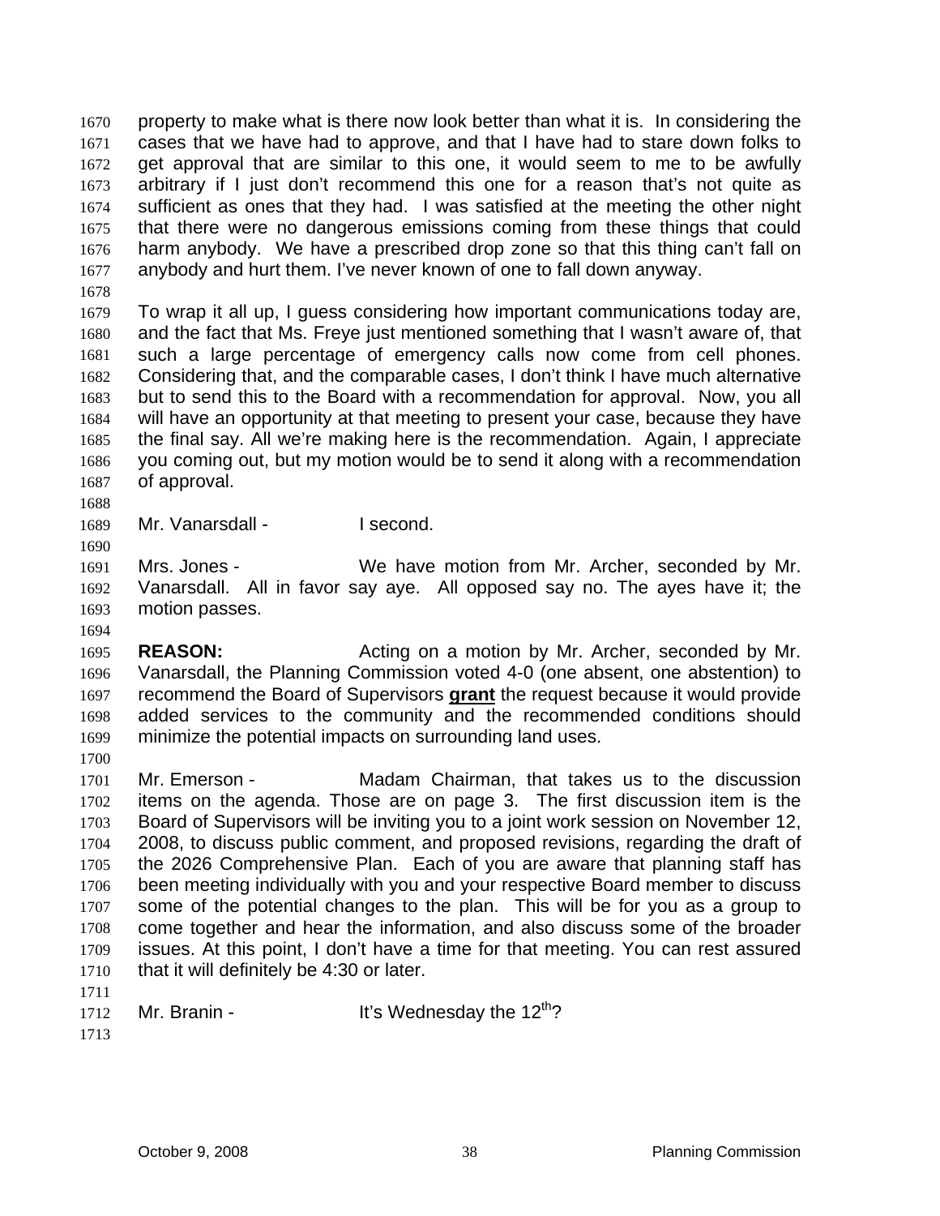property to make what is there now look better than what it is. In considering the cases that we have had to approve, and that I have had to stare down folks to get approval that are similar to this one, it would seem to me to be awfully arbitrary if I just don't recommend this one for a reason that's not quite as sufficient as ones that they had. I was satisfied at the meeting the other night that there were no dangerous emissions coming from these things that could harm anybody. We have a prescribed drop zone so that this thing can't fall on anybody and hurt them. I've never known of one to fall down anyway.

To wrap it all up, I guess considering how important communications today are, and the fact that Ms. Freye just mentioned something that I wasn't aware of, that such a large percentage of emergency calls now come from cell phones. Considering that, and the comparable cases, I don't think I have much alternative but to send this to the Board with a recommendation for approval. Now, you all will have an opportunity at that meeting to present your case, because they have the final say. All we're making here is the recommendation. Again, I appreciate you coming out, but my motion would be to send it along with a recommendation of approval.

Mr. Vanarsdall - I second.

Mrs. Jones - We have motion from Mr. Archer, seconded by Mr. Vanarsdall. All in favor say aye. All opposed say no. The ayes have it; the motion passes.

**REASON:** Acting on a motion by Mr. Archer, seconded by Mr. Vanarsdall, the Planning Commission voted 4-0 (one absent, one abstention) to recommend the Board of Supervisors **grant** the request because it would provide added services to the community and the recommended conditions should minimize the potential impacts on surrounding land uses.

Mr. Emerson - Madam Chairman, that takes us to the discussion items on the agenda. Those are on page 3. The first discussion item is the Board of Supervisors will be inviting you to a joint work session on November 12, 2008, to discuss public comment, and proposed revisions, regarding the draft of the 2026 Comprehensive Plan. Each of you are aware that planning staff has been meeting individually with you and your respective Board member to discuss some of the potential changes to the plan. This will be for you as a group to come together and hear the information, and also discuss some of the broader issues. At this point, I don't have a time for that meeting. You can rest assured that it will definitely be 4:30 or later.

Mr. Branin - It's Wednesday the 12th?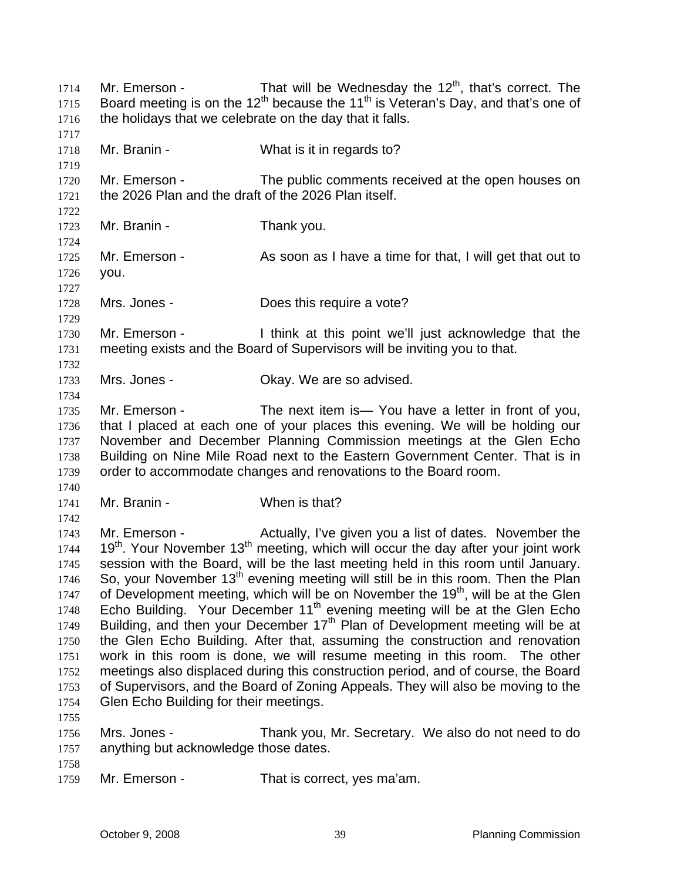Mr. Emerson - That will be Wednesday the 12th, that's correct. The Board meeting is on the 12th because the 11th is Veteran's Day, and that's one of the holidays that we celebrate on the day that it falls.

Mr. Branin - What is it in regards to?

Mr. Emerson - The public comments received at the open houses on the 2026 Plan and the draft of the 2026 Plan itself.

Mr. Branin - Thank you.

Mr. Emerson - As soon as I have a time for that, I will get that out to you.

Mrs. Jones - Does this require a vote?

Mr. Emerson - I think at this point we'll just acknowledge that the meeting exists and the Board of Supervisors will be inviting you to that.

Mrs. Jones - Okay. We are so advised.

Mr. Emerson - The next item is— You have a letter in front of you, that I placed at each one of your places this evening. We will be holding our November and December Planning Commission meetings at the Glen Echo Building on Nine Mile Road next to the Eastern Government Center. That is in order to accommodate changes and renovations to the Board room.

Mr. Branin - When is that?

Mr. Emerson - Actually, I've given you a list of dates. November the 19th. Your November 13th meeting, which will occur the day after your joint work session with the Board, will be the last meeting held in this room until January. So, your November 13th evening meeting will still be in this room. Then the Plan of Development meeting, which will be on November the 19th, will be at the Glen Echo Building. Your December 11th evening meeting will be at the Glen Echo Building, and then your December 17th Plan of Development meeting will be at the Glen Echo Building. After that, assuming the construction and renovation work in this room is done, we will resume meeting in this room. The other meetings also displaced during this construction period, and of course, the Board of Supervisors, and the Board of Zoning Appeals. They will also be moving to the Glen Echo Building for their meetings.

Mrs. Jones - Thank you, Mr. Secretary. We also do not need to do anything but acknowledge those dates.

Mr. Emerson - That is correct, yes ma'am.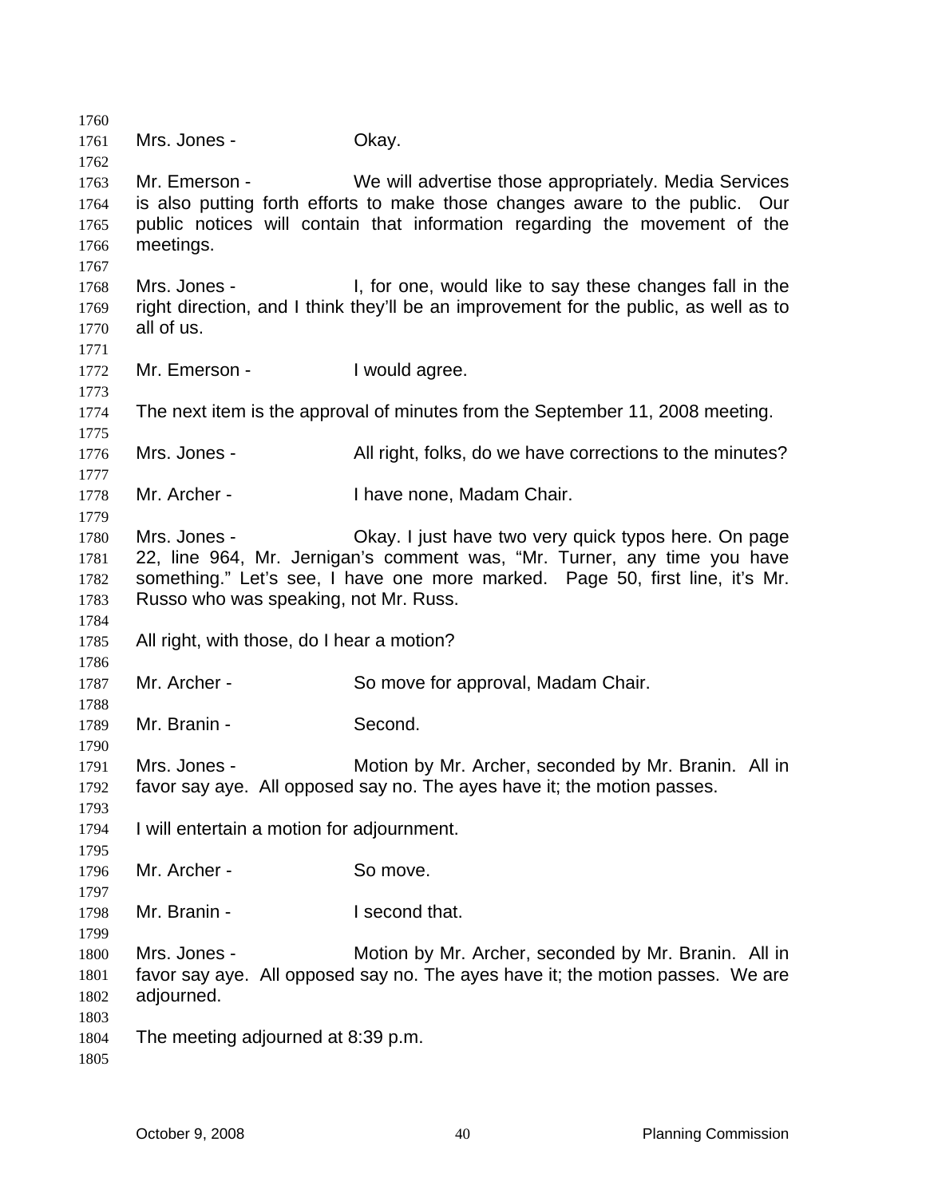Mrs. Jones - Okay.

Mr. Emerson - We will advertise those appropriately. Media Services is also putting forth efforts to make those changes aware to the public. Our public notices will contain that information regarding the movement of the meetings.

Mrs. Jones - I, for one, would like to say these changes fall in the right direction, and I think they'll be an improvement for the public, as well as to all of us.

Mr. Emerson - I would agree.

The next item is the approval of minutes from the September 11, 2008 meeting.

Mrs. Jones - All right, folks, do we have corrections to the minutes?

Mr. Archer - I have none, Madam Chair.

Mrs. Jones - Okay. I just have two very quick typos here. On page 22, line 964, Mr. Jernigan's comment was, "Mr. Turner, any time you have something." Let's see, I have one more marked. Page 50, first line, it's Mr. Russo who was speaking, not Mr. Russ.

All right, with those, do I hear a motion?

Mr. Archer - So move for approval, Madam Chair.

Mr. Branin - Second.

Mrs. Jones - Motion by Mr. Archer, seconded by Mr. Branin. All in favor say aye. All opposed say no. The ayes have it; the motion passes.

I will entertain a motion for adjournment.

Mr. Archer - So move.

Mr. Branin - I second that.

Mrs. Jones - Motion by Mr. Archer, seconded by Mr. Branin. All in favor say aye. All opposed say no. The ayes have it; the motion passes. We are adjourned.

The meeting adjourned at 8:39 p.m.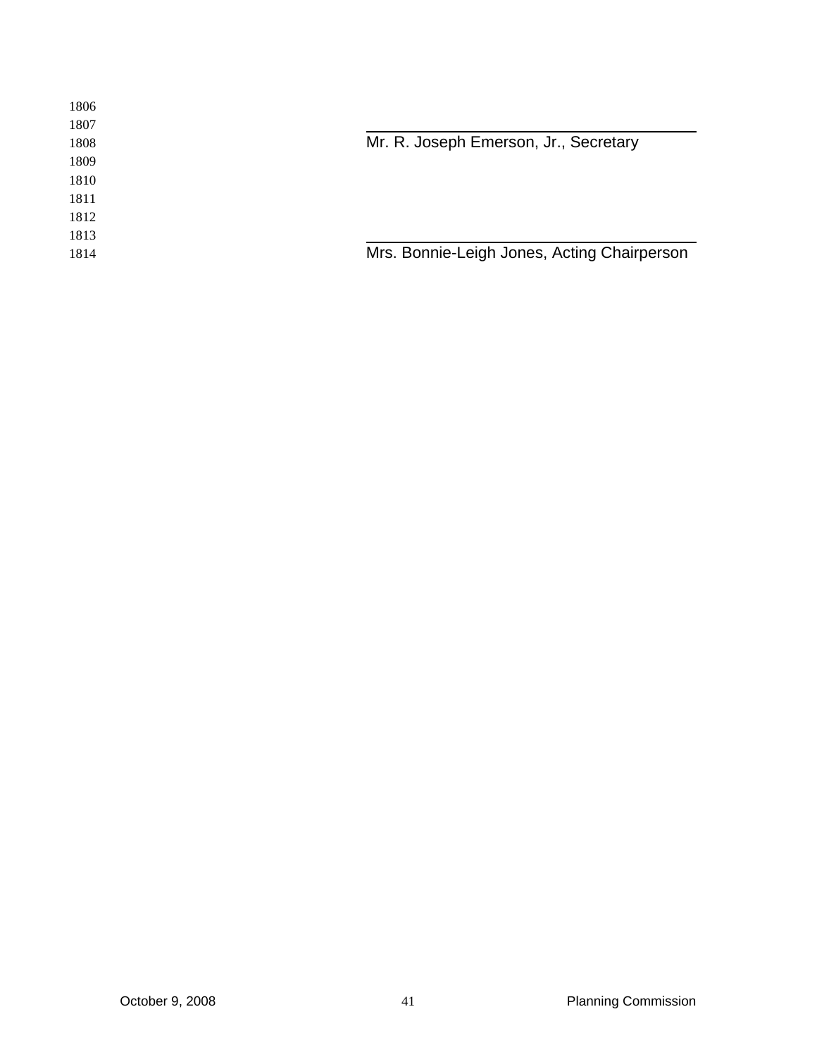\_\_\_\_\_\_\_\_\_\_\_\_\_\_\_\_\_\_\_\_\_\_\_\_\_\_\_\_\_\_\_\_\_\_\_\_\_\_\_\_

Mr. R. Joseph Emerson, Jr., Secretary

\_\_\_\_\_\_\_\_\_\_\_\_\_\_\_\_\_\_\_\_\_\_\_\_\_\_\_\_\_\_\_\_\_\_\_\_\_\_\_\_

Mrs. Bonnie-Leigh Jones, Acting Chairperson